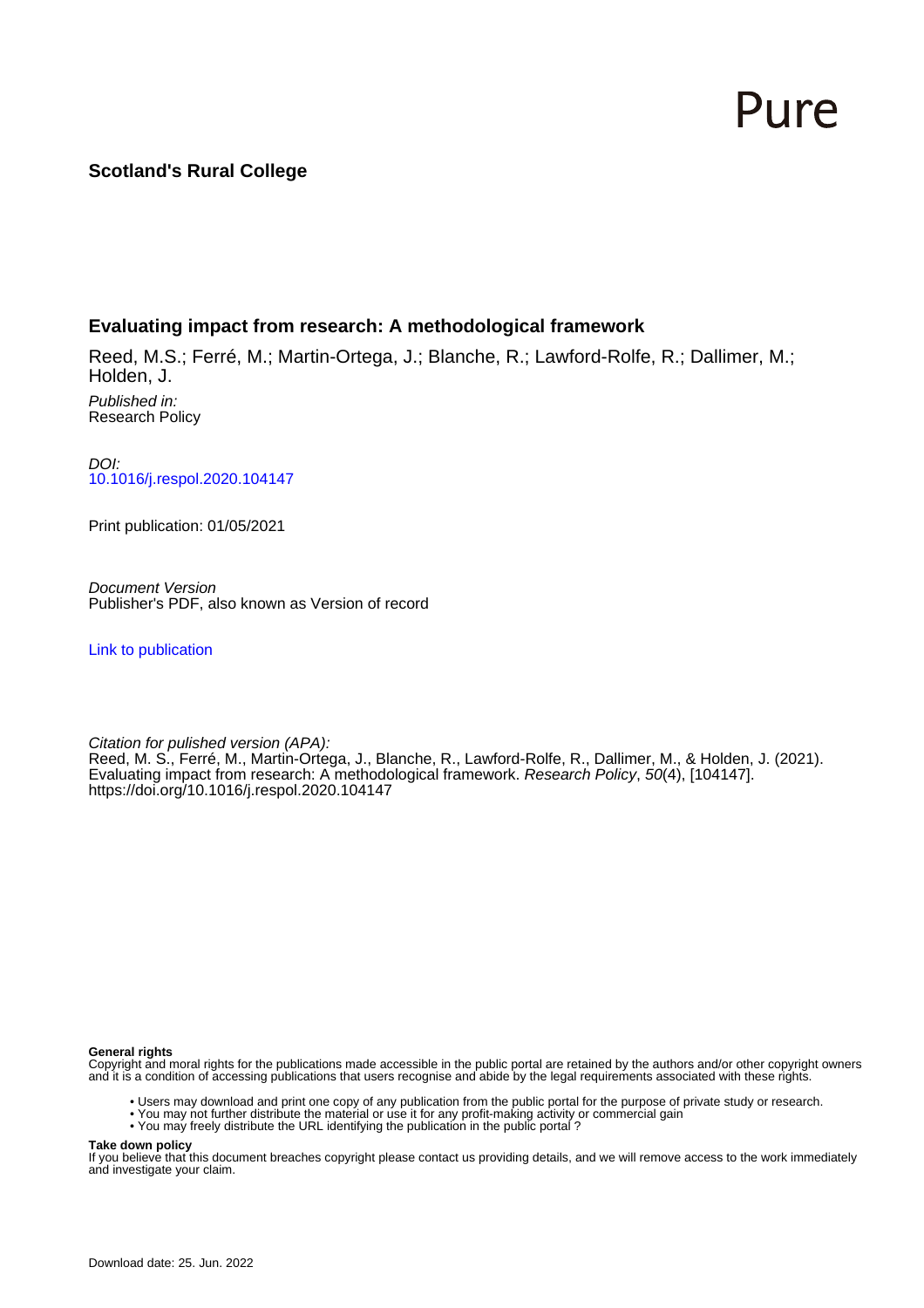Pure

**Scotland's Rural College**

## Evaluating impact from research: A methodological framework

Reed, M.S.; Ferré, M.; Martin-Ortega, J.; Blanche, R.; Lawford-Rolfe, R.; Dallimer, M.; Holden, J.

*Published in:*
Research Policy

*DOI:*
[10.1016/j.respol.2020.104147](https://doi.org/10.1016/j.respol.2020.104147)

Print publication: 01/05/2021

*Document Version*
Publisher's PDF, also known as Version of record

Link to publication

*Citation for pulished version (APA):*
Reed, M. S., Ferré, M., Martin-Ortega, J., Blanche, R., Lawford-Rolfe, R., Dallimer, M., & Holden, J. (2021). Evaluating impact from research: A methodological framework. *Research Policy*, *50*(4), [104147]. https://doi.org/10.1016/j.respol.2020.104147

**General rights**
Copyright and moral rights for the publications made accessible in the public portal are retained by the authors and/or other copyright owners and it is a condition of accessing publications that users recognise and abide by the legal requirements associated with these rights.

- Users may download and print one copy of any publication from the public portal for the purpose of private study or research.
- You may not further distribute the material or use it for any profit-making activity or commercial gain
- You may freely distribute the URL identifying the publication in the public portal ?

**Take down policy**
If you believe that this document breaches copyright please contact us providing details, and we will remove access to the work immediately and investigate your claim.

Download date: 25. Jun. 2022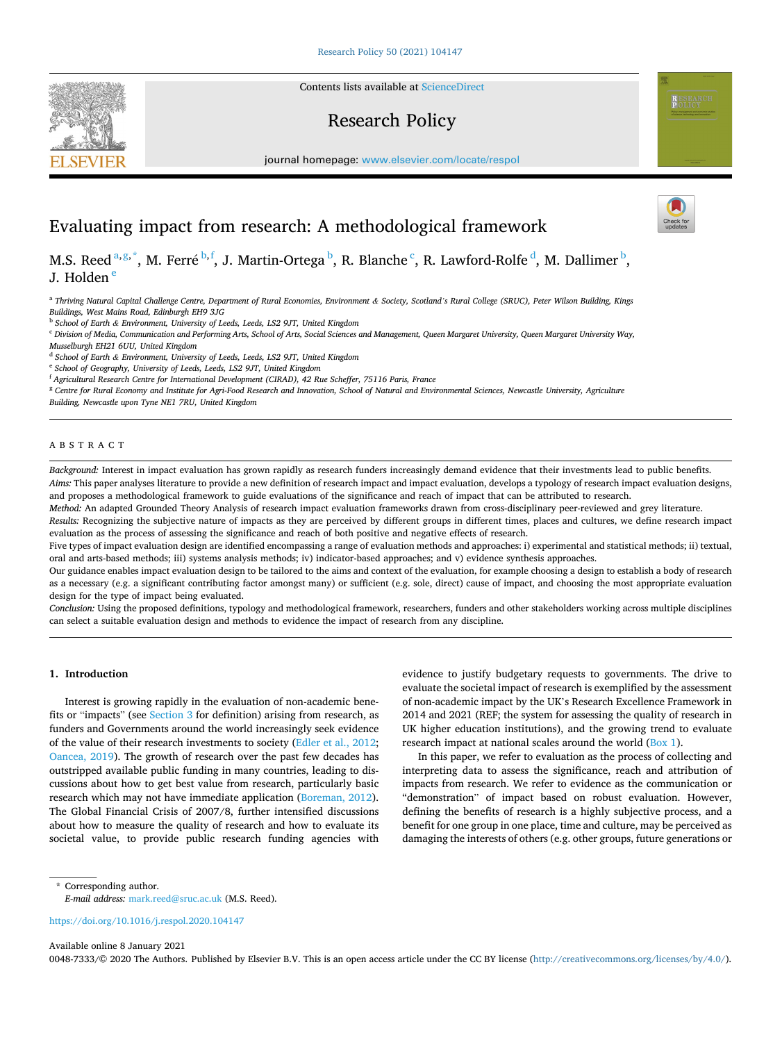# Evaluating impact from research: A methodological framework

M.S. Reed [a,g,*], M. Ferré [b,f], J. Martin-Ortega [b], R. Blanche [c], R. Lawford-Rolfe [d], M. Dallimer [b], J. Holden [e]

[a] Thriving Natural Capital Challenge Centre, Department of Rural Economies, Environment & Society, Scotland's Rural College (SRUC), Peter Wilson Building, Kings Buildings, West Mains Road, Edinburgh EH9 3JG

[b] School of Earth & Environment, University of Leeds, Leeds, LS2 9JT, United Kingdom

[c] Division of Media, Communication and Performing Arts, School of Arts, Social Sciences and Management, Queen Margaret University, Queen Margaret University Way, Musselburgh EH21 6UU, United Kingdom

[d] School of Earth & Environment, University of Leeds, Leeds, LS2 9JT, United Kingdom

[e] School of Geography, University of Leeds, Leeds, LS2 9JT, United Kingdom

[f] Agricultural Research Centre for International Development (CIRAD), 42 Rue Scheffer, 75116 Paris, France

[g] Centre for Rural Economy and Institute for Agri-Food Research and Innovation, School of Natural and Environmental Sciences, Newcastle University, Agriculture Building, Newcastle upon Tyne NE1 7RU, United Kingdom

## ABSTRACT

*Background:* Interest in impact evaluation has grown rapidly as research funders increasingly demand evidence that their investments lead to public benefits.

*Aims:* This paper analyses literature to provide a new definition of research impact and impact evaluation, develops a typology of research impact evaluation designs, and proposes a methodological framework to guide evaluations of the significance and reach of impact that can be attributed to research.

*Method:* An adapted Grounded Theory Analysis of research impact evaluation frameworks drawn from cross-disciplinary peer-reviewed and grey literature.

*Results:* Recognizing the subjective nature of impacts as they are perceived by different groups in different times, places and cultures, we define research impact evaluation as the process of assessing the significance and reach of both positive and negative effects of research.

Five types of impact evaluation design are identified encompassing a range of evaluation methods and approaches: i) experimental and statistical methods; ii) textual, oral and arts-based methods; iii) systems analysis methods; iv) indicator-based approaches; and v) evidence synthesis approaches.

Our guidance enables impact evaluation design to be tailored to the aims and context of the evaluation, for example choosing a design to establish a body of research as a necessary (e.g. a significant contributing factor amongst many) or sufficient (e.g. sole, direct) cause of impact, and choosing the most appropriate evaluation design for the type of impact being evaluated.

*Conclusion:* Using the proposed definitions, typology and methodological framework, researchers, funders and other stakeholders working across multiple disciplines can select a suitable evaluation design and methods to evidence the impact of research from any discipline.

## 1. Introduction

Interest is growing rapidly in the evaluation of non-academic benefits or "impacts" (see Section 3 for definition) arising from research, as funders and Governments around the world increasingly seek evidence of the value of their research investments to society (Edler et al., 2012; Oancea, 2019). The growth of research over the past few decades has outstripped available public funding in many countries, leading to discussions about how to get best value from research, particularly basic research which may not have immediate application (Boreman, 2012). The Global Financial Crisis of 2007/8, further intensified discussions about how to measure the quality of research and how to evaluate its societal value, to provide public research funding agencies with evidence to justify budgetary requests to governments. The drive to evaluate the societal impact of research is exemplified by the assessment of non-academic impact by the UK's Research Excellence Framework in 2014 and 2021 (REF; the system for assessing the quality of research in UK higher education institutions), and the growing trend to evaluate research impact at national scales around the world (Box 1).

In this paper, we refer to evaluation as the process of collecting and interpreting data to assess the significance, reach and attribution of impacts from research. We refer to evidence as the communication or "demonstration" of impact based on robust evaluation. However, defining the benefits of research is a highly subjective process, and a benefit for one group in one place, time and culture, may be perceived as damaging the interests of others (e.g. other groups, future generations or

\* Corresponding author.
*E-mail address:* mark.reed@sruc.ac.uk (M.S. Reed).

https://doi.org/10.1016/j.respol.2020.104147

Available online 8 January 2021
0048-7333/© 2020 The Authors. Published by Elsevier B.V. This is an open access article under the CC BY license (http://creativecommons.org/licenses/by/4.0/).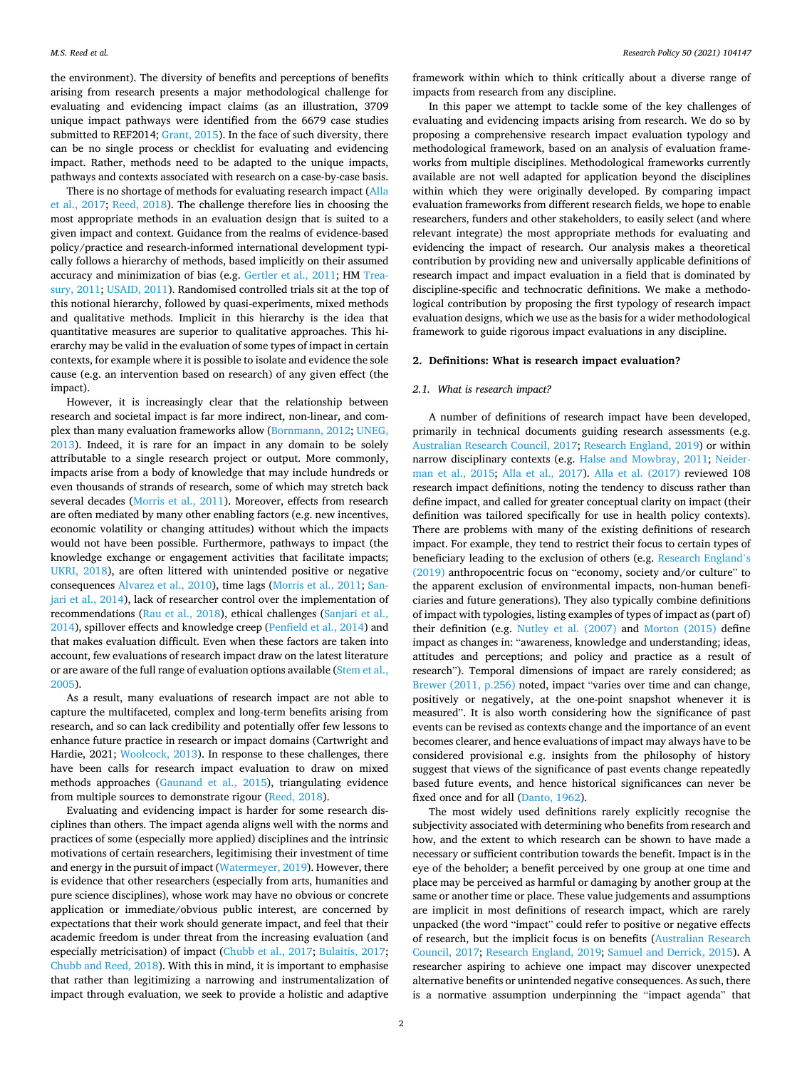the environment). The diversity of benefits and perceptions of benefits arising from research presents a major methodological challenge for evaluating and evidencing impact claims (as an illustration, 3709 unique impact pathways were identified from the 6679 case studies submitted to REF2014; Grant, 2015). In the face of such diversity, there can be no single process or checklist for evaluating and evidencing impact. Rather, methods need to be adapted to the unique impacts, pathways and contexts associated with research on a case-by-case basis.

There is no shortage of methods for evaluating research impact (Alla et al., 2017; Reed, 2018). The challenge therefore lies in choosing the most appropriate methods in an evaluation design that is suited to a given impact and context. Guidance from the realms of evidence-based policy/practice and research-informed international development typically follows a hierarchy of methods, based implicitly on their assumed accuracy and minimization of bias (e.g. Gertler et al., 2011; HM Treasury, 2011; USAID, 2011). Randomised controlled trials sit at the top of this notional hierarchy, followed by quasi-experiments, mixed methods and qualitative methods. Implicit in this hierarchy is the idea that quantitative measures are superior to qualitative approaches. This hierarchy may be valid in the evaluation of some types of impact in certain contexts, for example where it is possible to isolate and evidence the sole cause (e.g. an intervention based on research) of any given effect (the impact).

However, it is increasingly clear that the relationship between research and societal impact is far more indirect, non-linear, and complex than many evaluation frameworks allow (Bornmann, 2012; UNEG, 2013). Indeed, it is rare for an impact in any domain to be solely attributable to a single research project or output. More commonly, impacts arise from a body of knowledge that may include hundreds or even thousands of strands of research, some of which may stretch back several decades (Morris et al., 2011). Moreover, effects from research are often mediated by many other enabling factors (e.g. new incentives, economic volatility or changing attitudes) without which the impacts would not have been possible. Furthermore, pathways to impact (the knowledge exchange or engagement activities that facilitate impacts; UKRI, 2018), are often littered with unintended positive or negative consequences Alvarez et al., 2010), time lags (Morris et al., 2011; Sanjari et al., 2014), lack of researcher control over the implementation of recommendations (Rau et al., 2018), ethical challenges (Sanjari et al., 2014), spillover effects and knowledge creep (Penfield et al., 2014) and that makes evaluation difficult. Even when these factors are taken into account, few evaluations of research impact draw on the latest literature or are aware of the full range of evaluation options available (Stem et al., 2005).

As a result, many evaluations of research impact are not able to capture the multifaceted, complex and long-term benefits arising from research, and so can lack credibility and potentially offer few lessons to enhance future practice in research or impact domains (Cartwright and Hardie, 2021; Woolcock, 2013). In response to these challenges, there have been calls for research impact evaluation to draw on mixed methods approaches (Gaunand et al., 2015), triangulating evidence from multiple sources to demonstrate rigour (Reed, 2018).

Evaluating and evidencing impact is harder for some research disciplines than others. The impact agenda aligns well with the norms and practices of some (especially more applied) disciplines and the intrinsic motivations of certain researchers, legitimising their investment of time and energy in the pursuit of impact (Watermeyer, 2019). However, there is evidence that other researchers (especially from arts, humanities and pure science disciplines), whose work may have no obvious or concrete application or immediate/obvious public interest, are concerned by expectations that their work should generate impact, and feel that their academic freedom is under threat from the increasing evaluation (and especially metricisation) of impact (Chubb et al., 2017; Bulaitis, 2017; Chubb and Reed, 2018). With this in mind, it is important to emphasise that rather than legitimizing a narrowing and instrumentalization of impact through evaluation, we seek to provide a holistic and adaptive framework within which to think critically about a diverse range of impacts from research from any discipline.

In this paper we attempt to tackle some of the key challenges of evaluating and evidencing impacts arising from research. We do so by proposing a comprehensive research impact evaluation typology and methodological framework, based on an analysis of evaluation frameworks from multiple disciplines. Methodological frameworks currently available are not well adapted for application beyond the disciplines within which they were originally developed. By comparing impact evaluation frameworks from different research fields, we hope to enable researchers, funders and other stakeholders, to easily select (and where relevant integrate) the most appropriate methods for evaluating and evidencing the impact of research. Our analysis makes a theoretical contribution by providing new and universally applicable definitions of research impact and impact evaluation in a field that is dominated by discipline-specific and technocratic definitions. We make a methodological contribution by proposing the first typology of research impact evaluation designs, which we use as the basis for a wider methodological framework to guide rigorous impact evaluations in any discipline.

## 2. Definitions: What is research impact evaluation?

### 2.1. What is research impact?

A number of definitions of research impact have been developed, primarily in technical documents guiding research assessments (e.g. Australian Research Council, 2017; Research England, 2019) or within narrow disciplinary contexts (e.g. Halse and Mowbray, 2011; Neiderman et al., 2015; Alla et al., 2017). Alla et al. (2017) reviewed 108 research impact definitions, noting the tendency to discuss rather than define impact, and called for greater conceptual clarity on impact (their definition was tailored specifically for use in health policy contexts). There are problems with many of the existing definitions of research impact. For example, they tend to restrict their focus to certain types of beneficiary leading to the exclusion of others (e.g. Research England's (2019) anthropocentric focus on "economy, society and/or culture" to the apparent exclusion of environmental impacts, non-human beneficiaries and future generations). They also typically combine definitions of impact with typologies, listing examples of types of impact as (part of) their definition (e.g. Nutley et al. (2007) and Morton (2015) define impact as changes in: "awareness, knowledge and understanding; ideas, attitudes and perceptions; and policy and practice as a result of research"). Temporal dimensions of impact are rarely considered; as Brewer (2011, p.256) noted, impact "varies over time and can change, positively or negatively, at the one-point snapshot whenever it is measured". It is also worth considering how the significance of past events can be revised as contexts change and the importance of an event becomes clearer, and hence evaluations of impact may always have to be considered provisional e.g. insights from the philosophy of history suggest that views of the significance of past events change repeatedly based future events, and hence historical significances can never be fixed once and for all (Danto, 1962).

The most widely used definitions rarely explicitly recognise the subjectivity associated with determining who benefits from research and how, and the extent to which research can be shown to have made a necessary or sufficient contribution towards the benefit. Impact is in the eye of the beholder; a benefit perceived by one group at one time and place may be perceived as harmful or damaging by another group at the same or another time or place. These value judgements and assumptions are implicit in most definitions of research impact, which are rarely unpacked (the word "impact" could refer to positive or negative effects of research, but the implicit focus is on benefits (Australian Research Council, 2017; Research England, 2019; Samuel and Derrick, 2015). A researcher aspiring to achieve one impact may discover unexpected alternative benefits or unintended negative consequences. As such, there is a normative assumption underpinning the "impact agenda" that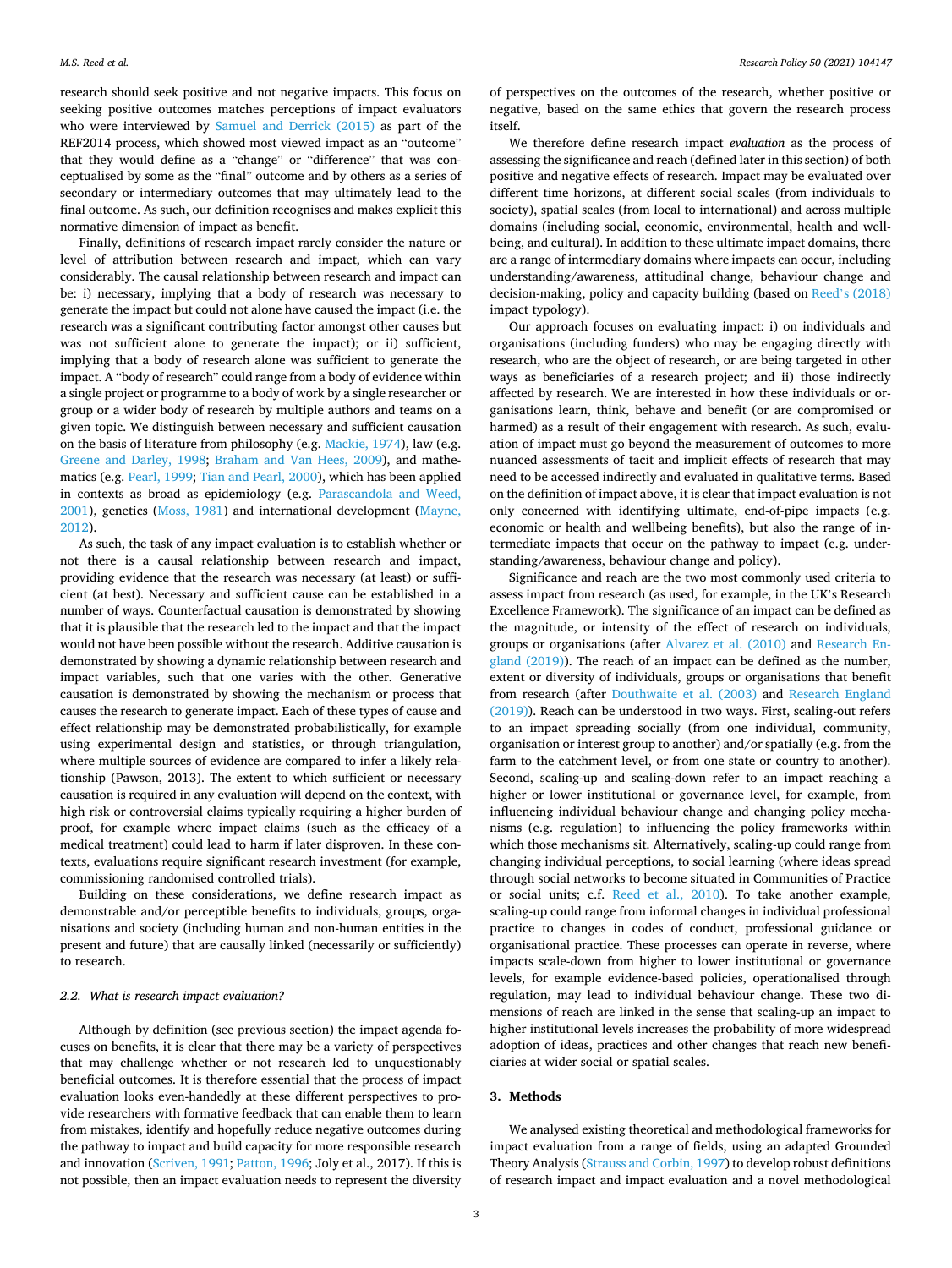research should seek positive and not negative impacts. This focus on seeking positive outcomes matches perceptions of impact evaluators who were interviewed by Samuel and Derrick (2015) as part of the REF2014 process, which showed most viewed impact as an "outcome" that they would define as a "change" or "difference" that was conceptualised by some as the "final" outcome and by others as a series of secondary or intermediary outcomes that may ultimately lead to the final outcome. As such, our definition recognises and makes explicit this normative dimension of impact as benefit.

Finally, definitions of research impact rarely consider the nature or level of attribution between research and impact, which can vary considerably. The causal relationship between research and impact can be: i) necessary, implying that a body of research was necessary to generate the impact but could not alone have caused the impact (i.e. the research was a significant contributing factor amongst other causes but was not sufficient alone to generate the impact); or ii) sufficient, implying that a body of research alone was sufficient to generate the impact. A "body of research" could range from a body of evidence within a single project or programme to a body of work by a single researcher or group or a wider body of research by multiple authors and teams on a given topic. We distinguish between necessary and sufficient causation on the basis of literature from philosophy (e.g. Mackie, 1974), law (e.g. Greene and Darley, 1998; Braham and Van Hees, 2009), and mathematics (e.g. Pearl, 1999; Tian and Pearl, 2000), which has been applied in contexts as broad as epidemiology (e.g. Parascandola and Weed, 2001), genetics (Moss, 1981) and international development (Mayne, 2012).

As such, the task of any impact evaluation is to establish whether or not there is a causal relationship between research and impact, providing evidence that the research was necessary (at least) or sufficient (at best). Necessary and sufficient cause can be established in a number of ways. Counterfactual causation is demonstrated by showing that it is plausible that the research led to the impact and that the impact would not have been possible without the research. Additive causation is demonstrated by showing a dynamic relationship between research and impact variables, such that one varies with the other. Generative causation is demonstrated by showing the mechanism or process that causes the research to generate impact. Each of these types of cause and effect relationship may be demonstrated probabilistically, for example using experimental design and statistics, or through triangulation, where multiple sources of evidence are compared to infer a likely relationship (Pawson, 2013). The extent to which sufficient or necessary causation is required in any evaluation will depend on the context, with high risk or controversial claims typically requiring a higher burden of proof, for example where impact claims (such as the efficacy of a medical treatment) could lead to harm if later disproven. In these contexts, evaluations require significant research investment (for example, commissioning randomised controlled trials).

Building on these considerations, we define research impact as demonstrable and/or perceptible benefits to individuals, groups, organisations and society (including human and non-human entities in the present and future) that are causally linked (necessarily or sufficiently) to research.

### 2.2. What is research impact evaluation?

Although by definition (see previous section) the impact agenda focuses on benefits, it is clear that there may be a variety of perspectives that may challenge whether or not research led to unquestionably beneficial outcomes. It is therefore essential that the process of impact evaluation looks even-handedly at these different perspectives to provide researchers with formative feedback that can enable them to learn from mistakes, identify and hopefully reduce negative outcomes during the pathway to impact and build capacity for more responsible research and innovation (Scriven, 1991; Patton, 1996; Joly et al., 2017). If this is not possible, then an impact evaluation needs to represent the diversity of perspectives on the outcomes of the research, whether positive or negative, based on the same ethics that govern the research process itself.

We therefore define research impact *evaluation* as the process of assessing the significance and reach (defined later in this section) of both positive and negative effects of research. Impact may be evaluated over different time horizons, at different social scales (from individuals to society), spatial scales (from local to international) and across multiple domains (including social, economic, environmental, health and well-being, and cultural). In addition to these ultimate impact domains, there are a range of intermediary domains where impacts can occur, including understanding/awareness, attitudinal change, behaviour change and decision-making, policy and capacity building (based on Reed's (2018) impact typology).

Our approach focuses on evaluating impact: i) on individuals and organisations (including funders) who may be engaging directly with research, who are the object of research, or are being targeted in other ways as beneficiaries of a research project; and ii) those indirectly affected by research. We are interested in how these individuals or organisations learn, think, behave and benefit (or are compromised or harmed) as a result of their engagement with research. As such, evaluation of impact must go beyond the measurement of outcomes to more nuanced assessments of tacit and implicit effects of research that may need to be accessed indirectly and evaluated in qualitative terms. Based on the definition of impact above, it is clear that impact evaluation is not only concerned with identifying ultimate, end-of-pipe impacts (e.g. economic or health and wellbeing benefits), but also the range of intermediate impacts that occur on the pathway to impact (e.g. understanding/awareness, behaviour change and policy).

Significance and reach are the two most commonly used criteria to assess impact from research (as used, for example, in the UK's Research Excellence Framework). The significance of an impact can be defined as the magnitude, or intensity of the effect of research on individuals, groups or organisations (after Alvarez et al. (2010) and Research England (2019)). The reach of an impact can be defined as the number, extent or diversity of individuals, groups or organisations that benefit from research (after Douthwaite et al. (2003) and Research England (2019)). Reach can be understood in two ways. First, scaling-out refers to an impact spreading socially (from one individual, community, organisation or interest group to another) and/or spatially (e.g. from the farm to the catchment level, or from one state or country to another). Second, scaling-up and scaling-down refer to an impact reaching a higher or lower institutional or governance level, for example, from influencing individual behaviour change and changing policy mechanisms (e.g. regulation) to influencing the policy frameworks within which those mechanisms sit. Alternatively, scaling-up could range from changing individual perceptions, to social learning (where ideas spread through social networks to become situated in Communities of Practice or social units; c.f. Reed et al., 2010). To take another example, scaling-up could range from informal changes in individual professional practice to changes in codes of conduct, professional guidance or organisational practice. These processes can operate in reverse, where impacts scale-down from higher to lower institutional or governance levels, for example evidence-based policies, operationalised through regulation, may lead to individual behaviour change. These two dimensions of reach are linked in the sense that scaling-up an impact to higher institutional levels increases the probability of more widespread adoption of ideas, practices and other changes that reach new beneficiaries at wider social or spatial scales.

## 3. Methods

We analysed existing theoretical and methodological frameworks for impact evaluation from a range of fields, using an adapted Grounded Theory Analysis (Strauss and Corbin, 1997) to develop robust definitions of research impact and impact evaluation and a novel methodological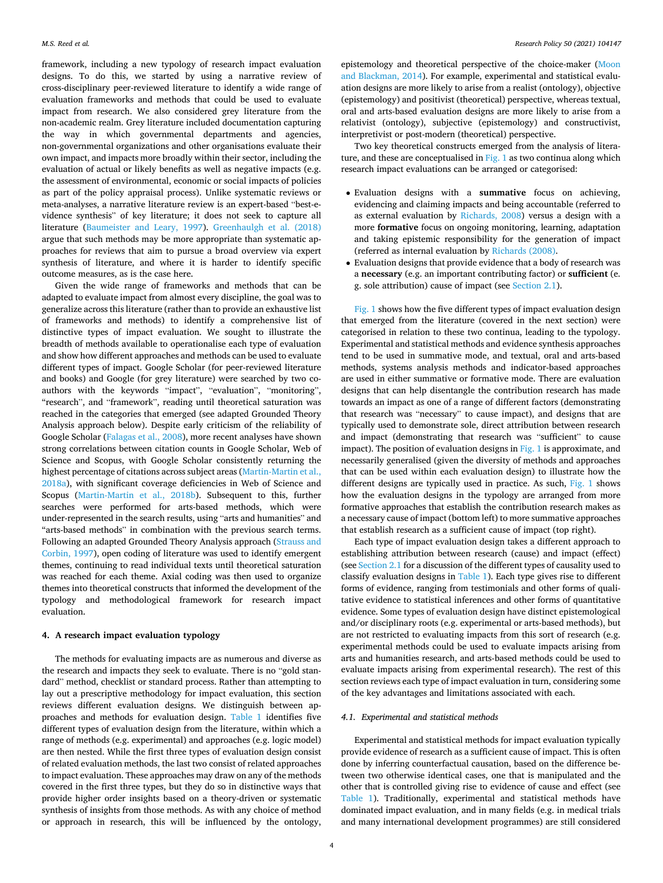framework, including a new typology of research impact evaluation designs. To do this, we started by using a narrative review of cross-disciplinary peer-reviewed literature to identify a wide range of evaluation frameworks and methods that could be used to evaluate impact from research. We also considered grey literature from the non-academic realm. Grey literature included documentation capturing the way in which governmental departments and agencies, non-governmental organizations and other organisations evaluate their own impact, and impacts more broadly within their sector, including the evaluation of actual or likely benefits as well as negative impacts (e.g. the assessment of environmental, economic or social impacts of policies as part of the policy appraisal process). Unlike systematic reviews or meta-analyses, a narrative literature review is an expert-based "best-evidence synthesis" of key literature; it does not seek to capture all literature (Baumeister and Leary, 1997). Greenhaulgh et al. (2018) argue that such methods may be more appropriate than systematic approaches for reviews that aim to pursue a broad overview via expert synthesis of literature, and where it is harder to identify specific outcome measures, as is the case here.

Given the wide range of frameworks and methods that can be adapted to evaluate impact from almost every discipline, the goal was to generalize across this literature (rather than to provide an exhaustive list of frameworks and methods) to identify a comprehensive list of distinctive types of impact evaluation. We sought to illustrate the breadth of methods available to operationalise each type of evaluation and show how different approaches and methods can be used to evaluate different types of impact. Google Scholar (for peer-reviewed literature and books) and Google (for grey literature) were searched by two co-authors with the keywords "impact", "evaluation", "monitoring", "research", and "framework", reading until theoretical saturation was reached in the categories that emerged (see adapted Grounded Theory Analysis approach below). Despite early criticism of the reliability of Google Scholar (Falagas et al., 2008), more recent analyses have shown strong correlations between citation counts in Google Scholar, Web of Science and Scopus, with Google Scholar consistently returning the highest percentage of citations across subject areas (Martin-Martin et al., 2018a), with significant coverage deficiencies in Web of Science and Scopus (Martin-Martin et al., 2018b). Subsequent to this, further searches were performed for arts-based methods, which were under-represented in the search results, using "arts and humanities" and "arts-based methods" in combination with the previous search terms. Following an adapted Grounded Theory Analysis approach (Strauss and Corbin, 1997), open coding of literature was used to identify emergent themes, continuing to read individual texts until theoretical saturation was reached for each theme. Axial coding was then used to organize themes into theoretical constructs that informed the development of the typology and methodological framework for research impact evaluation.

## 4. A research impact evaluation typology

The methods for evaluating impacts are as numerous and diverse as the research and impacts they seek to evaluate. There is no "gold standard" method, checklist or standard process. Rather than attempting to lay out a prescriptive methodology for impact evaluation, this section reviews different evaluation designs. We distinguish between approaches and methods for evaluation design. Table 1 identifies five different types of evaluation design from the literature, within which a range of methods (e.g. experimental) and approaches (e.g. logic model) are then nested. While the first three types of evaluation design consist of related evaluation methods, the last two consist of related approaches to impact evaluation. These approaches may draw on any of the methods covered in the first three types, but they do so in distinctive ways that provide higher order insights based on a theory-driven or systematic synthesis of insights from those methods. As with any choice of method or approach in research, this will be influenced by the ontology, epistemology and theoretical perspective of the choice-maker (Moon and Blackman, 2014). For example, experimental and statistical evaluation designs are more likely to arise from a realist (ontology), objective (epistemology) and positivist (theoretical) perspective, whereas textual, oral and arts-based evaluation designs are more likely to arise from a relativist (ontology), subjective (epistemology) and constructivist, interpretivist or post-modern (theoretical) perspective.

Two key theoretical constructs emerged from the analysis of literature, and these are conceptualised in Fig. 1 as two continua along which research impact evaluations can be arranged or categorised:

- Evaluation designs with a **summative** focus on achieving, evidencing and claiming impacts and being accountable (referred to as external evaluation by Richards, 2008) versus a design with a more **formative** focus on ongoing monitoring, learning, adaptation and taking epistemic responsibility for the generation of impact (referred as internal evaluation by Richards (2008).
- Evaluation designs that provide evidence that a body of research was a **necessary** (e.g. an important contributing factor) or **sufficient** (e.g. sole attribution) cause of impact (see Section 2.1).

Fig. 1 shows how the five different types of impact evaluation design that emerged from the literature (covered in the next section) were categorised in relation to these two continua, leading to the typology. Experimental and statistical methods and evidence synthesis approaches tend to be used in summative mode, and textual, oral and arts-based methods, systems analysis methods and indicator-based approaches are used in either summative or formative mode. There are evaluation designs that can help disentangle the contribution research has made towards an impact as one of a range of different factors (demonstrating that research was "necessary" to cause impact), and designs that are typically used to demonstrate sole, direct attribution between research and impact (demonstrating that research was "sufficient" to cause impact). The position of evaluation designs in Fig. 1 is approximate, and necessarily generalised (given the diversity of methods and approaches that can be used within each evaluation design) to illustrate how the different designs are typically used in practice. As such, Fig. 1 shows how the evaluation designs in the typology are arranged from more formative approaches that establish the contribution research makes as a necessary cause of impact (bottom left) to more summative approaches that establish research as a sufficient cause of impact (top right).

Each type of impact evaluation design takes a different approach to establishing attribution between research (cause) and impact (effect) (see Section 2.1 for a discussion of the different types of causality used to classify evaluation designs in Table 1). Each type gives rise to different forms of evidence, ranging from testimonials and other forms of qualitative evidence to statistical inferences and other forms of quantitative evidence. Some types of evaluation design have distinct epistemological and/or disciplinary roots (e.g. experimental or arts-based methods), but are not restricted to evaluating impacts from this sort of research (e.g. experimental methods could be used to evaluate impacts arising from arts and humanities research, and arts-based methods could be used to evaluate impacts arising from experimental research). The rest of this section reviews each type of impact evaluation in turn, considering some of the key advantages and limitations associated with each.

### 4.1. Experimental and statistical methods

Experimental and statistical methods for impact evaluation typically provide evidence of research as a sufficient cause of impact. This is often done by inferring counterfactual causation, based on the difference between two otherwise identical cases, one that is manipulated and the other that is controlled giving rise to evidence of cause and effect (see Table 1). Traditionally, experimental and statistical methods have dominated impact evaluation, and in many fields (e.g. in medical trials and many international development programmes) are still considered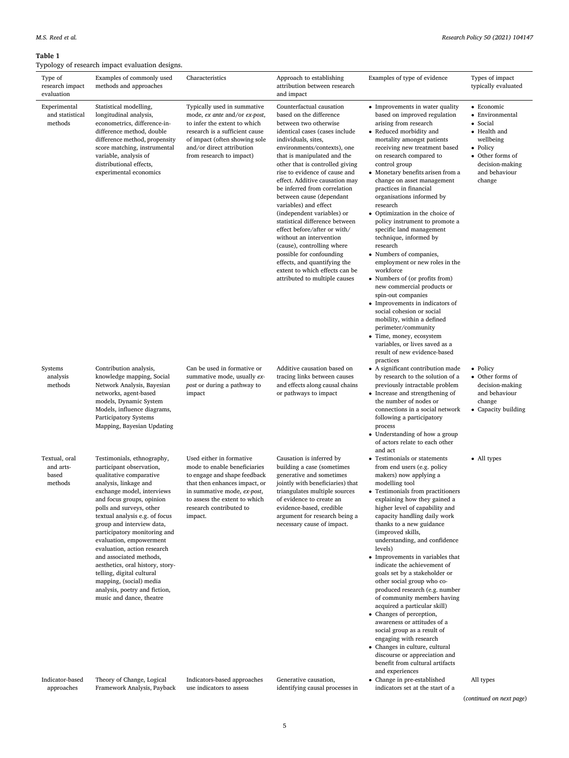**Table 1**
Typology of research impact evaluation designs.

| Type of research impact evaluation | Examples of commonly used methods and approaches | Characteristics | Approach to establishing attribution between research and impact | Examples of type of evidence | Types of impact typically evaluated |
|---|---|---|---|---|---|
| Experimental and statistical methods | Statistical modelling, longitudinal analysis, econometrics, difference-in-difference method, double difference method, propensity score matching, instrumental variable, analysis of distributional effects, experimental economics | Typically used in summative mode, *ex ante* and/or *ex-post*, to infer the extent to which research is a sufficient cause of impact (often showing sole and/or direct attribution from research to impact) | Counterfactual causation based on the difference between two otherwise identical cases (cases include individuals, sites, environments/contexts), one that is manipulated and the other that is controlled giving rise to evidence of cause and effect. Additive causation may be inferred from correlation between cause (dependant variables) and effect (independent variables) or statistical difference between effect before/after or with/without an intervention (cause), controlling where possible for confounding effects, and quantifying the extent to which effects can be attributed to multiple causes | • Improvements in water quality based on improved regulation arising from research<br>• Reduced morbidity and mortality amongst patients receiving new treatment based on research compared to control group<br>• Monetary benefits arisen from a change on asset management practices in financial organisations informed by research<br>• Optimization in the choice of policy instrument to promote a specific land management technique, informed by research<br>• Numbers of companies, employment or new roles in the workforce<br>• Numbers of (or profits from) new commercial products or spin-out companies<br>• Improvements in indicators of social cohesion or social mobility, within a defined perimeter/community<br>• Time, money, ecosystem variables, or lives saved as a result of new evidence-based practices | • Economic<br>• Environmental<br>• Social<br>• Health and wellbeing<br>• Policy<br>• Other forms of decision-making and behaviour change |
| Systems analysis methods | Contribution analysis, knowledge mapping, Social Network Analysis, Bayesian networks, agent-based models, Dynamic System Models, influence diagrams, Participatory Systems Mapping, Bayesian Updating | Can be used in formative or summative mode, usually *ex-post* or during a pathway to impact | Additive causation based on tracing links between causes and effects along causal chains or pathways to impact | • A significant contribution made by research to the solution of a previously intractable problem<br>• Increase and strengthening of the number of nodes or connections in a social network following a participatory process<br>• Understanding of how a group of actors relate to each other and act | • Policy<br>• Other forms of decision-making and behaviour change<br>• Capacity building |
| Textual, oral and arts-based methods | Testimonials, ethnography, participant observation, qualitative comparative analysis, linkage and exchange model, interviews and focus groups, opinion polls and surveys, other textual analysis e.g. of focus group and interview data, participatory monitoring and evaluation, empowerment evaluation, action research and associated methods, aesthetics, oral history, story-telling, digital cultural mapping, (social) media analysis, poetry and fiction, music and dance, theatre | Used either in formative mode to enable beneficiaries to engage and shape feedback that then enhances impact, or in summative mode, *ex-post*, to assess the extent to which research contributed to impact. | Causation is inferred by building a case (sometimes generative and sometimes jointly with beneficiaries) that triangulates multiple sources of evidence to create an evidence-based, credible argument for research being a necessary cause of impact. | • Testimonials or statements from end users (e.g. policy makers) now applying a modelling tool<br>• Testimonials from practitioners explaining how they gained a higher level of capability and capacity handling daily work thanks to a new guidance (improved skills, understanding, and confidence levels)<br>• Improvements in variables that indicate the achievement of goals set by a stakeholder or other social group who co-produced research (e.g. number of community members having acquired a particular skill)<br>• Changes of perception, awareness or attitudes of a social group as a result of engaging with research<br>• Changes in culture, cultural discourse or appreciation and benefit from cultural artifacts and experiences | • All types |
| Indicator-based approaches | Theory of Change, Logical Framework Analysis, Payback | Indicators-based approaches use indicators to assess | Generative causation, identifying causal processes in | • Change in pre-established indicators set at the start of a | All types |

(*continued on next page*)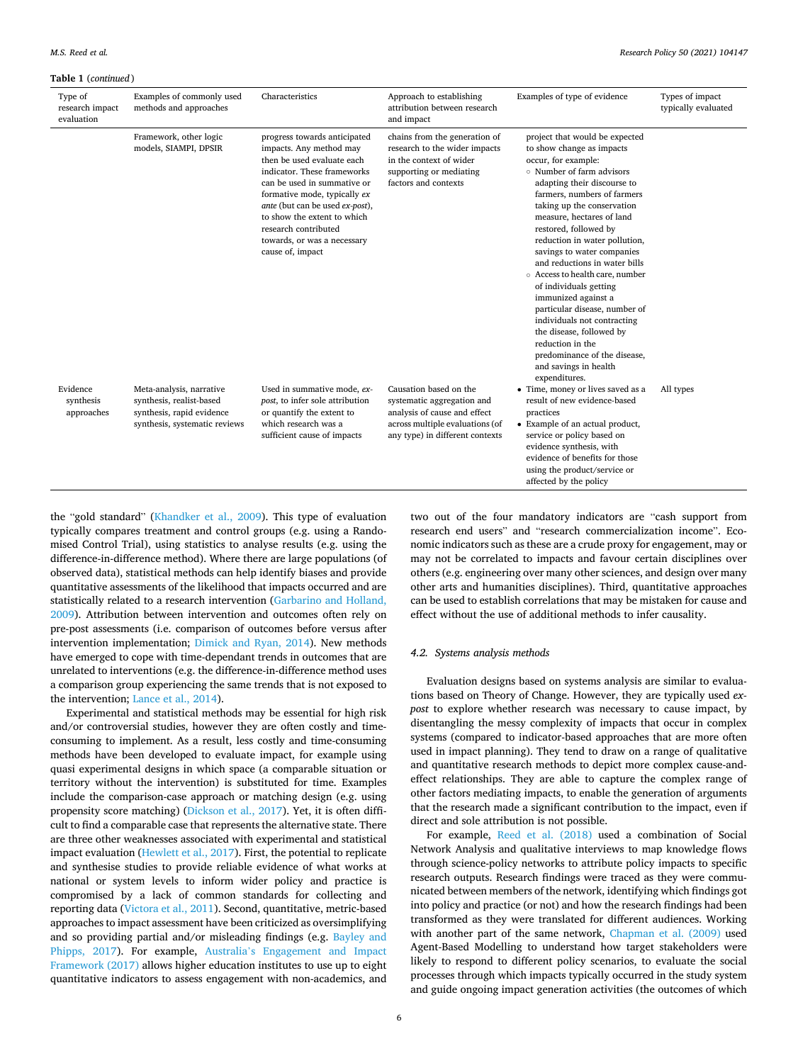**Table 1** (*continued*)

| Type of research impact evaluation | Examples of commonly used methods and approaches | Characteristics | Approach to establishing attribution between research and impact | Examples of type of evidence | Types of impact typically evaluated |
|---|---|---|---|---|---|
| | Framework, other logic models, SIAMPI, DPSIR | progress towards anticipated impacts. Any method may then be used evaluate each indicator. These frameworks can be used in summative or formative mode, typically *ex ante* (but can be used *ex-post*), to show the extent to which research contributed towards, or was a necessary cause of, impact | chains from the generation of research to the wider impacts in the context of wider supporting or mediating factors and contexts | project that would be expected to show change as impacts occur, for example:<br>○ Number of farm advisors adapting their discourse to farmers, numbers of farmers taking up the conservation measure, hectares of land restored, followed by reduction in water pollution, savings to water companies and reductions in water bills<br>○ Access to health care, number of individuals getting immunized against a particular disease, number of individuals not contracting the disease, followed by reduction in the predominance of the disease, and savings in health expenditures. | |
| Evidence synthesis approaches | Meta-analysis, narrative synthesis, realist-based synthesis, rapid evidence synthesis, systematic reviews | Used in summative mode, *ex-post*, to infer sole attribution or quantify the extent to which research was a sufficient cause of impacts | Causation based on the systematic aggregation and analysis of cause and effect across multiple evaluations (of any type) in different contexts | • Time, money or lives saved as a result of new evidence-based practices<br>• Example of an actual product, service or policy based on evidence synthesis, with evidence of benefits for those using the product/service or affected by the policy | All types |

the "gold standard" (Khandker et al., 2009). This type of evaluation typically compares treatment and control groups (e.g. using a Randomised Control Trial), using statistics to analyse results (e.g. using the difference-in-difference method). Where there are large populations (of observed data), statistical methods can help identify biases and provide quantitative assessments of the likelihood that impacts occurred and are statistically related to a research intervention (Garbarino and Holland, 2009). Attribution between intervention and outcomes often rely on pre-post assessments (i.e. comparison of outcomes before versus after intervention implementation; Dimick and Ryan, 2014). New methods have emerged to cope with time-dependant trends in outcomes that are unrelated to interventions (e.g. the difference-in-difference method uses a comparison group experiencing the same trends that is not exposed to the intervention; Lance et al., 2014).

Experimental and statistical methods may be essential for high risk and/or controversial studies, however they are often costly and time-consuming to implement. As a result, less costly and time-consuming methods have been developed to evaluate impact, for example using quasi experimental designs in which space (a comparable situation or territory without the intervention) is substituted for time. Examples include the comparison-case approach or matching design (e.g. using propensity score matching) (Dickson et al., 2017). Yet, it is often difficult to find a comparable case that represents the alternative state. There are three other weaknesses associated with experimental and statistical impact evaluation (Hewlett et al., 2017). First, the potential to replicate and synthesise studies to provide reliable evidence of what works at national or system levels to inform wider policy and practice is compromised by a lack of common standards for collecting and reporting data (Victora et al., 2011). Second, quantitative, metric-based approaches to impact assessment have been criticized as oversimplifying and so providing partial and/or misleading findings (e.g. Bayley and Phipps, 2017). For example, Australia's Engagement and Impact Framework (2017) allows higher education institutes to use up to eight quantitative indicators to assess engagement with non-academics, and two out of the four mandatory indicators are "cash support from research end users" and "research commercialization income". Economic indicators such as these are a crude proxy for engagement, may or may not be correlated to impacts and favour certain disciplines over others (e.g. engineering over many other sciences, and design over many other arts and humanities disciplines). Third, quantitative approaches can be used to establish correlations that may be mistaken for cause and effect without the use of additional methods to infer causality.

### 4.2. Systems analysis methods

Evaluation designs based on systems analysis are similar to evaluations based on Theory of Change. However, they are typically used *ex-post* to explore whether research was necessary to cause impact, by disentangling the messy complexity of impacts that occur in complex systems (compared to indicator-based approaches that are more often used in impact planning). They tend to draw on a range of qualitative and quantitative research methods to depict more complex cause-and-effect relationships. They are able to capture the complex range of other factors mediating impacts, to enable the generation of arguments that the research made a significant contribution to the impact, even if direct and sole attribution is not possible.

For example, Reed et al. (2018) used a combination of Social Network Analysis and qualitative interviews to map knowledge flows through science-policy networks to attribute policy impacts to specific research outputs. Research findings were traced as they were communicated between members of the network, identifying which findings got into policy and practice (or not) and how the research findings had been transformed as they were translated for different audiences. Working with another part of the same network, Chapman et al. (2009) used Agent-Based Modelling to understand how target stakeholders were likely to respond to different policy scenarios, to evaluate the social processes through which impacts typically occurred in the study system and guide ongoing impact generation activities (the outcomes of which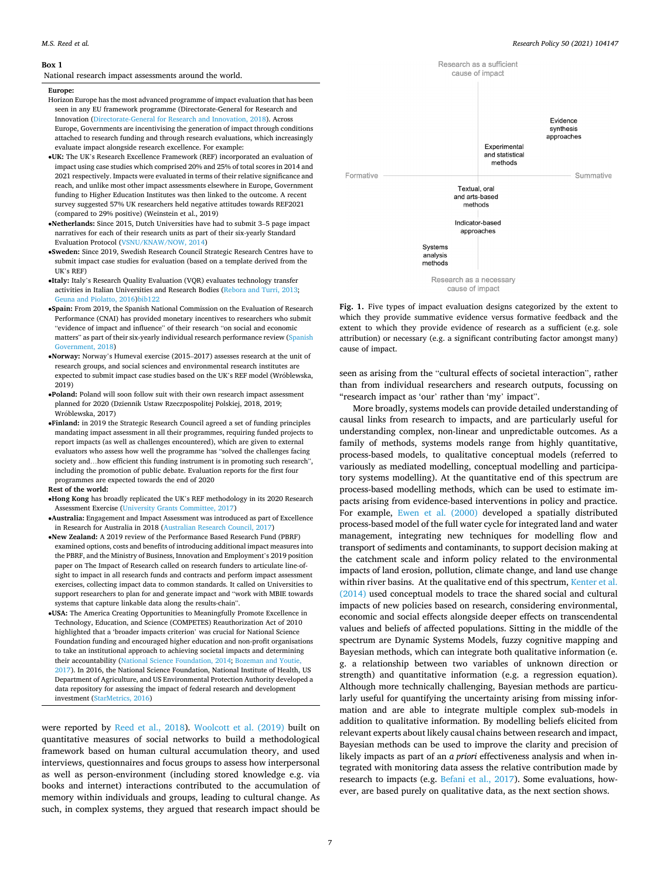**Box 1**
National research impact assessments around the world.

**Europe:**
Horizon Europe has the most advanced programme of impact evaluation that has been seen in any EU framework programme (Directorate-General for Research and Innovation (Directorate-General for Research and Innovation, 2018). Across Europe, Governments are incentivising the generation of impact through conditions attached to research funding and through research evaluations, which increasingly evaluate impact alongside research excellence. For example:

- **UK:** The UK's Research Excellence Framework (REF) incorporated an evaluation of impact using case studies which comprised 20% and 25% of total scores in 2014 and 2021 respectively. Impacts were evaluated in terms of their relative significance and reach, and unlike most other impact assessments elsewhere in Europe, Government funding to Higher Education Institutes was then linked to the outcome. A recent survey suggested 57% UK researchers held negative attitudes towards REF2021 (compared to 29% positive) (Weinstein et al., 2019)
- **Netherlands:** Since 2015, Dutch Universities have had to submit 3–5 page impact narratives for each of their research units as part of their six-yearly Standard Evaluation Protocol (VSNU/KNAW/NOW, 2014)
- **Sweden:** Since 2019, Swedish Research Council Strategic Research Centres have to submit impact case studies for evaluation (based on a template derived from the UK's REF)
- **Italy:** Italy's Research Quality Evaluation (VQR) evaluates technology transfer activities in Italian Universities and Research Bodies (Rebora and Turri, 2013; Geuna and Piolatto, 2016)bib122
- **Spain:** From 2019, the Spanish National Commission on the Evaluation of Research Performance (CNAI) has provided monetary incentives to researchers who submit "evidence of impact and influence" of their research "on social and economic matters" as part of their six-yearly individual research performance review (Spanish Government, 2018)
- **Norway:** Norway's Humeval exercise (2015–2017) assesses research at the unit of research groups, and social sciences and environmental research institutes are expected to submit impact case studies based on the UK's REF model (Wróblewska, 2019)
- **Poland:** Poland will soon follow suit with their own research impact assessment planned for 2020 (Dziennik Ustaw Rzeczpospolitej Polskiej, 2018, 2019; Wróblewska, 2017)
- **Finland:** in 2019 the Strategic Research Council agreed a set of funding principles mandating impact assessment in all their programmes, requiring funded projects to report impacts (as well as challenges encountered), which are given to external evaluators who assess how well the programme has "solved the challenges facing society and…how efficient this funding instrument is in promoting such research", including the promotion of public debate. Evaluation reports for the first four programmes are expected towards the end of 2020

**Rest of the world:**

- **Hong Kong** has broadly replicated the UK's REF methodology in its 2020 Research Assessment Exercise (University Grants Committee, 2017)
- **Australia:** Engagement and Impact Assessment was introduced as part of Excellence in Research for Australia in 2018 (Australian Research Council, 2017)
- **New Zealand:** A 2019 review of the Performance Based Research Fund (PBRF) examined options, costs and benefits of introducing additional impact measures into the PBRF, and the Ministry of Business, Innovation and Employment's 2019 position paper on The Impact of Research called on research funders to articulate line-of-sight to impact in all research funds and contracts and perform impact assessment exercises, collecting impact data to common standards. It called on Universities to support researchers to plan for and generate impact and "work with MBIE towards systems that capture linkable data along the results-chain".
- **USA:** The America Creating Opportunities to Meaningfully Promote Excellence in Technology, Education, and Science (COMPETES) Reauthorization Act of 2010 highlighted that a 'broader impacts criterion' was crucial for National Science Foundation funding and encouraged higher education and non-profit organisations to take an institutional approach to achieving societal impacts and determining their accountability (National Science Foundation, 2014; Bozeman and Youtie, 2017). In 2016, the National Science Foundation, National Institute of Health, US Department of Agriculture, and US Environmental Protection Authority developed a data repository for assessing the impact of federal research and development investment (StarMetrics, 2016)

were reported by Reed et al., 2018). Woolcott et al. (2019) built on quantitative measures of social networks to build a methodological framework based on human cultural accumulation theory, and used interviews, questionnaires and focus groups to assess how interpersonal as well as person-environment (including stored knowledge e.g. via books and internet) interactions contributed to the accumulation of memory within individuals and groups, leading to cultural change. As such, in complex systems, they argued that research impact should be seen as arising from the "cultural effects of societal interaction", rather than from individual researchers and research outputs, focussing on "research impact as 'our' rather than 'my' impact".

More broadly, systems models can provide detailed understanding of causal links from research to impacts, and are particularly useful for understanding complex, non-linear and unpredictable outcomes. As a family of methods, systems models range from highly quantitative, process-based models, to qualitative conceptual models (referred to variously as mediated modelling, conceptual modelling and participatory systems modelling). At the quantitative end of this spectrum are process-based modelling methods, which can be used to estimate impacts arising from evidence-based interventions in policy and practice. For example, Ewen et al. (2000) developed a spatially distributed process-based model of the full water cycle for integrated land and water management, integrating new techniques for modelling flow and transport of sediments and contaminants, to support decision making at the catchment scale and inform policy related to the environmental impacts of land erosion, pollution, climate change, and land use change within river basins. At the qualitative end of this spectrum, Kenter et al. (2014) used conceptual models to trace the shared social and cultural impacts of new policies based on research, considering environmental, economic and social effects alongside deeper effects on transcendental values and beliefs of affected populations. Sitting in the middle of the spectrum are Dynamic Systems Models, fuzzy cognitive mapping and Bayesian methods, which can integrate both qualitative information (e.g. a relationship between two variables of unknown direction or strength) and quantitative information (e.g. a regression equation). Although more technically challenging, Bayesian methods are particularly useful for quantifying the uncertainty arising from missing information and are able to integrate multiple complex sub-models in addition to qualitative information. By modelling beliefs elicited from relevant experts about likely causal chains between research and impact, Bayesian methods can be used to improve the clarity and precision of likely impacts as part of an *a priori* effectiveness analysis and when integrated with monitoring data assess the relative contribution made by research to impacts (e.g. Befani et al., 2017). Some evaluations, however, are based purely on qualitative data, as the next section shows.

Research as a sufficient cause of impact

Formative — Summative

Evidence synthesis approaches

Experimental and statistical methods

Textual, oral and arts-based methods

Indicator-based approaches

Systems analysis methods

Research as a necessary cause of impact

**Fig. 1.** Five types of impact evaluation designs categorized by the extent to which they provide summative evidence versus formative feedback and the extent to which they provide evidence of research as a sufficient (e.g. sole attribution) or necessary (e.g. a significant contributing factor amongst many) cause of impact.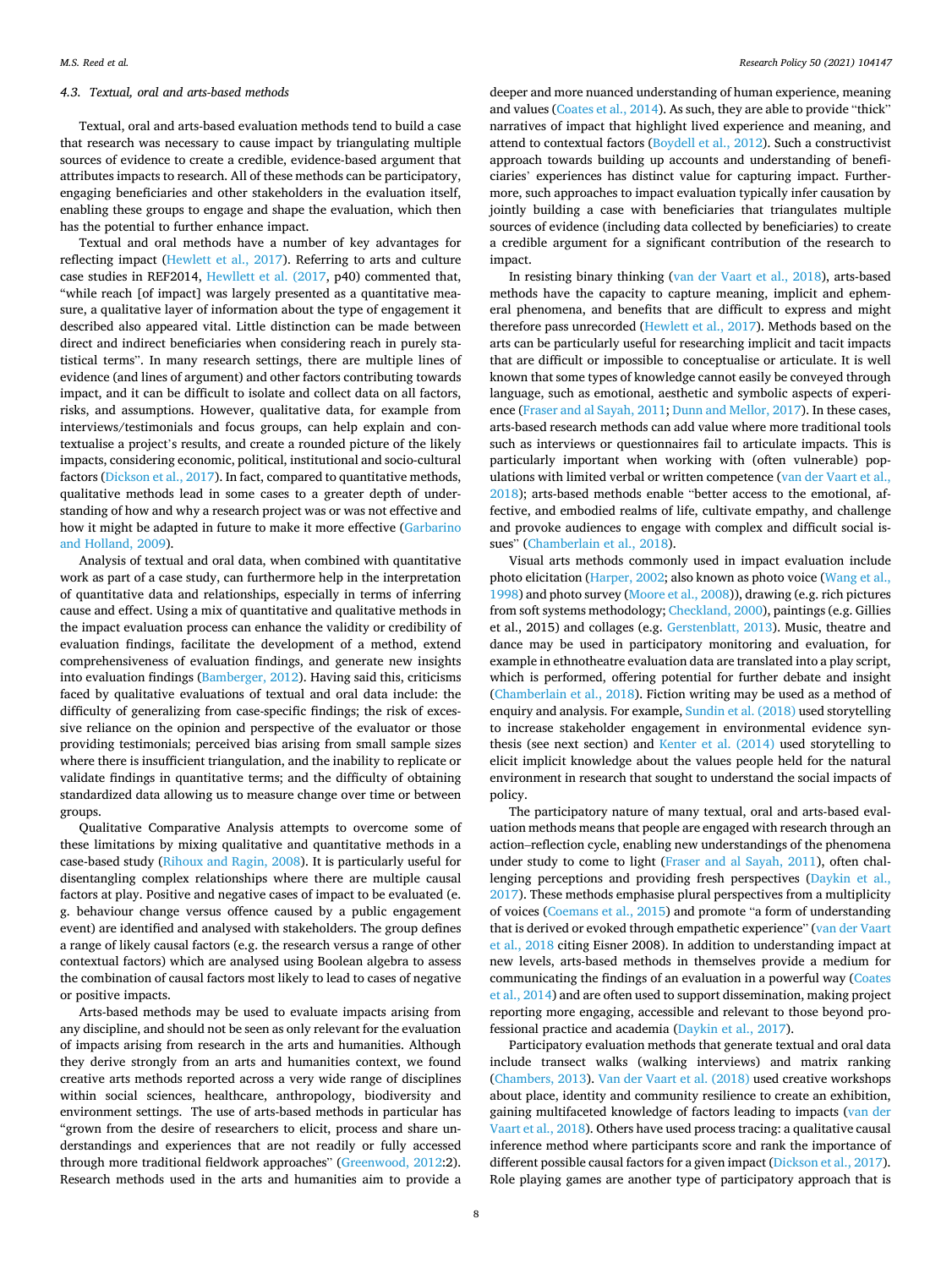### 4.3. Textual, oral and arts-based methods

Textual, oral and arts-based evaluation methods tend to build a case that research was necessary to cause impact by triangulating multiple sources of evidence to create a credible, evidence-based argument that attributes impacts to research. All of these methods can be participatory, engaging beneficiaries and other stakeholders in the evaluation itself, enabling these groups to engage and shape the evaluation, which then has the potential to further enhance impact.

Textual and oral methods have a number of key advantages for reflecting impact (Hewlett et al., 2017). Referring to arts and culture case studies in REF2014, Hewllett et al. (2017, p40) commented that, "while reach [of impact] was largely presented as a quantitative measure, a qualitative layer of information about the type of engagement it described also appeared vital. Little distinction can be made between direct and indirect beneficiaries when considering reach in purely statistical terms". In many research settings, there are multiple lines of evidence (and lines of argument) and other factors contributing towards impact, and it can be difficult to isolate and collect data on all factors, risks, and assumptions. However, qualitative data, for example from interviews/testimonials and focus groups, can help explain and contextualise a project's results, and create a rounded picture of the likely impacts, considering economic, political, institutional and socio-cultural factors (Dickson et al., 2017). In fact, compared to quantitative methods, qualitative methods lead in some cases to a greater depth of understanding of how and why a research project was or was not effective and how it might be adapted in future to make it more effective (Garbarino and Holland, 2009).

Analysis of textual and oral data, when combined with quantitative work as part of a case study, can furthermore help in the interpretation of quantitative data and relationships, especially in terms of inferring cause and effect. Using a mix of quantitative and qualitative methods in the impact evaluation process can enhance the validity or credibility of evaluation findings, facilitate the development of a method, extend comprehensiveness of evaluation findings, and generate new insights into evaluation findings (Bamberger, 2012). Having said this, criticisms faced by qualitative evaluations of textual and oral data include: the difficulty of generalizing from case-specific findings; the risk of excessive reliance on the opinion and perspective of the evaluator or those providing testimonials; perceived bias arising from small sample sizes where there is insufficient triangulation, and the inability to replicate or validate findings in quantitative terms; and the difficulty of obtaining standardized data allowing us to measure change over time or between groups.

Qualitative Comparative Analysis attempts to overcome some of these limitations by mixing qualitative and quantitative methods in a case-based study (Rihoux and Ragin, 2008). It is particularly useful for disentangling complex relationships where there are multiple causal factors at play. Positive and negative cases of impact to be evaluated (e.g. behaviour change versus offence caused by a public engagement event) are identified and analysed with stakeholders. The group defines a range of likely causal factors (e.g. the research versus a range of other contextual factors) which are analysed using Boolean algebra to assess the combination of causal factors most likely to lead to cases of negative or positive impacts.

Arts-based methods may be used to evaluate impacts arising from any discipline, and should not be seen as only relevant for the evaluation of impacts arising from research in the arts and humanities. Although they derive strongly from an arts and humanities context, we found creative arts methods reported across a very wide range of disciplines within social sciences, healthcare, anthropology, biodiversity and environment settings. The use of arts-based methods in particular has "grown from the desire of researchers to elicit, process and share understandings and experiences that are not readily or fully accessed through more traditional fieldwork approaches" (Greenwood, 2012:2). Research methods used in the arts and humanities aim to provide a deeper and more nuanced understanding of human experience, meaning and values (Coates et al., 2014). As such, they are able to provide "thick" narratives of impact that highlight lived experience and meaning, and attend to contextual factors (Boydell et al., 2012). Such a constructivist approach towards building up accounts and understanding of beneficiaries' experiences has distinct value for capturing impact. Furthermore, such approaches to impact evaluation typically infer causation by jointly building a case with beneficiaries that triangulates multiple sources of evidence (including data collected by beneficiaries) to create a credible argument for a significant contribution of the research to impact.

In resisting binary thinking (van der Vaart et al., 2018), arts-based methods have the capacity to capture meaning, implicit and ephemeral phenomena, and benefits that are difficult to express and might therefore pass unrecorded (Hewlett et al., 2017). Methods based on the arts can be particularly useful for researching implicit and tacit impacts that are difficult or impossible to conceptualise or articulate. It is well known that some types of knowledge cannot easily be conveyed through language, such as emotional, aesthetic and symbolic aspects of experience (Fraser and al Sayah, 2011; Dunn and Mellor, 2017). In these cases, arts-based research methods can add value where more traditional tools such as interviews or questionnaires fail to articulate impacts. This is particularly important when working with (often vulnerable) populations with limited verbal or written competence (van der Vaart et al., 2018); arts-based methods enable "better access to the emotional, affective, and embodied realms of life, cultivate empathy, and challenge and provoke audiences to engage with complex and difficult social issues" (Chamberlain et al., 2018).

Visual arts methods commonly used in impact evaluation include photo elicitation (Harper, 2002; also known as photo voice (Wang et al., 1998) and photo survey (Moore et al., 2008)), drawing (e.g. rich pictures from soft systems methodology; Checkland, 2000), paintings (e.g. Gillies et al., 2015) and collages (e.g. Gerstenblatt, 2013). Music, theatre and dance may be used in participatory monitoring and evaluation, for example in ethnotheatre evaluation data are translated into a play script, which is performed, offering potential for further debate and insight (Chamberlain et al., 2018). Fiction writing may be used as a method of enquiry and analysis. For example, Sundin et al. (2018) used storytelling to increase stakeholder engagement in environmental evidence synthesis (see next section) and Kenter et al. (2014) used storytelling to elicit implicit knowledge about the values people held for the natural environment in research that sought to understand the social impacts of policy.

The participatory nature of many textual, oral and arts-based evaluation methods means that people are engaged with research through an action–reflection cycle, enabling new understandings of the phenomena under study to come to light (Fraser and al Sayah, 2011), often challenging perceptions and providing fresh perspectives (Daykin et al., 2017). These methods emphasise plural perspectives from a multiplicity of voices (Coemans et al., 2015) and promote "a form of understanding that is derived or evoked through empathetic experience" (van der Vaart et al., 2018 citing Eisner 2008). In addition to understanding impact at new levels, arts-based methods in themselves provide a medium for communicating the findings of an evaluation in a powerful way (Coates et al., 2014) and are often used to support dissemination, making project reporting more engaging, accessible and relevant to those beyond professional practice and academia (Daykin et al., 2017).

Participatory evaluation methods that generate textual and oral data include transect walks (walking interviews) and matrix ranking (Chambers, 2013). Van der Vaart et al. (2018) used creative workshops about place, identity and community resilience to create an exhibition, gaining multifaceted knowledge of factors leading to impacts (van der Vaart et al., 2018). Others have used process tracing: a qualitative causal inference method where participants score and rank the importance of different possible causal factors for a given impact (Dickson et al., 2017). Role playing games are another type of participatory approach that is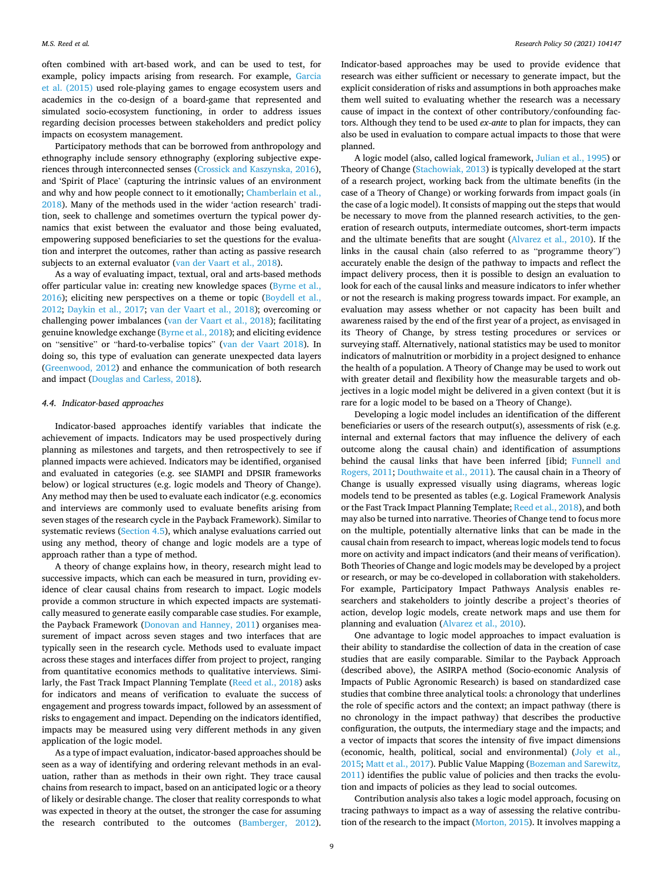often combined with art-based work, and can be used to test, for example, policy impacts arising from research. For example, Garcia et al. (2015) used role-playing games to engage ecosystem users and academics in the co-design of a board-game that represented and simulated socio-ecosystem functioning, in order to address issues regarding decision processes between stakeholders and predict policy impacts on ecosystem management.

Participatory methods that can be borrowed from anthropology and ethnography include sensory ethnography (exploring subjective experiences through interconnected senses (Crossick and Kaszynska, 2016), and 'Spirit of Place' (capturing the intrinsic values of an environment and why and how people connect to it emotionally; Chamberlain et al., 2018). Many of the methods used in the wider 'action research' tradition, seek to challenge and sometimes overturn the typical power dynamics that exist between the evaluator and those being evaluated, empowering supposed beneficiaries to set the questions for the evaluation and interpret the outcomes, rather than acting as passive research subjects to an external evaluator (van der Vaart et al., 2018).

As a way of evaluating impact, textual, oral and arts-based methods offer particular value in: creating new knowledge spaces (Byrne et al., 2016); eliciting new perspectives on a theme or topic (Boydell et al., 2012; Daykin et al., 2017; van der Vaart et al., 2018); overcoming or challenging power imbalances (van der Vaart et al., 2018); facilitating genuine knowledge exchange (Byrne et al., 2018); and eliciting evidence on "sensitive" or "hard-to-verbalise topics" (van der Vaart 2018). In doing so, this type of evaluation can generate unexpected data layers (Greenwood, 2012) and enhance the communication of both research and impact (Douglas and Carless, 2018).

### 4.4. Indicator-based approaches

Indicator-based approaches identify variables that indicate the achievement of impacts. Indicators may be used prospectively during planning as milestones and targets, and then retrospectively to see if planned impacts were achieved. Indicators may be identified, organised and evaluated in categories (e.g. see SIAMPI and DPSIR frameworks below) or logical structures (e.g. logic models and Theory of Change). Any method may then be used to evaluate each indicator (e.g. economics and interviews are commonly used to evaluate benefits arising from seven stages of the research cycle in the Payback Framework). Similar to systematic reviews (Section 4.5), which analyse evaluations carried out using any method, theory of change and logic models are a type of approach rather than a type of method.

A theory of change explains how, in theory, research might lead to successive impacts, which can each be measured in turn, providing evidence of clear causal chains from research to impact. Logic models provide a common structure in which expected impacts are systematically measured to generate easily comparable case studies. For example, the Payback Framework (Donovan and Hanney, 2011) organises measurement of impact across seven stages and two interfaces that are typically seen in the research cycle. Methods used to evaluate impact across these stages and interfaces differ from project to project, ranging from quantitative economics methods to qualitative interviews. Similarly, the Fast Track Impact Planning Template (Reed et al., 2018) asks for indicators and means of verification to evaluate the success of engagement and progress towards impact, followed by an assessment of risks to engagement and impact. Depending on the indicators identified, impacts may be measured using very different methods in any given application of the logic model.

As a type of impact evaluation, indicator-based approaches should be seen as a way of identifying and ordering relevant methods in an evaluation, rather than as methods in their own right. They trace causal chains from research to impact, based on an anticipated logic or a theory of likely or desirable change. The closer that reality corresponds to what was expected in theory at the outset, the stronger the case for assuming the research contributed to the outcomes (Bamberger, 2012). Indicator-based approaches may be used to provide evidence that research was either sufficient or necessary to generate impact, but the explicit consideration of risks and assumptions in both approaches make them well suited to evaluating whether the research was a necessary cause of impact in the context of other contributory/confounding factors. Although they tend to be used *ex-ante* to plan for impacts, they can also be used in evaluation to compare actual impacts to those that were planned.

A logic model (also, called logical framework, Julian et al., 1995) or Theory of Change (Stachowiak, 2013) is typically developed at the start of a research project, working back from the ultimate benefits (in the case of a Theory of Change) or working forwards from impact goals (in the case of a logic model). It consists of mapping out the steps that would be necessary to move from the planned research activities, to the generation of research outputs, intermediate outcomes, short-term impacts and the ultimate benefits that are sought (Alvarez et al., 2010). If the links in the causal chain (also referred to as "programme theory") accurately enable the design of the pathway to impacts and reflect the impact delivery process, then it is possible to design an evaluation to look for each of the causal links and measure indicators to infer whether or not the research is making progress towards impact. For example, an evaluation may assess whether or not capacity has been built and awareness raised by the end of the first year of a project, as envisaged in its Theory of Change, by stress testing procedures or services or surveying staff. Alternatively, national statistics may be used to monitor indicators of malnutrition or morbidity in a project designed to enhance the health of a population. A Theory of Change may be used to work out with greater detail and flexibility how the measurable targets and objectives in a logic model might be delivered in a given context (but it is rare for a logic model to be based on a Theory of Change).

Developing a logic model includes an identification of the different beneficiaries or users of the research output(s), assessments of risk (e.g. internal and external factors that may influence the delivery of each outcome along the causal chain) and identification of assumptions behind the causal links that have been inferred [ibid; Funnell and Rogers, 2011; Douthwaite et al., 2011). The causal chain in a Theory of Change is usually expressed visually using diagrams, whereas logic models tend to be presented as tables (e.g. Logical Framework Analysis or the Fast Track Impact Planning Template; Reed et al., 2018), and both may also be turned into narrative. Theories of Change tend to focus more on the multiple, potentially alternative links that can be made in the causal chain from research to impact, whereas logic models tend to focus more on activity and impact indicators (and their means of verification). Both Theories of Change and logic models may be developed by a project or research, or may be co-developed in collaboration with stakeholders. For example, Participatory Impact Pathways Analysis enables researchers and stakeholders to jointly describe a project`s theories of action, develop logic models, create network maps and use them for planning and evaluation (Alvarez et al., 2010).

One advantage to logic model approaches to impact evaluation is their ability to standardise the collection of data in the creation of case studies that are easily comparable. Similar to the Payback Approach (described above), the ASIRPA method (Socio-economic Analysis of Impacts of Public Agronomic Research) is based on standardized case studies that combine three analytical tools: a chronology that underlines the role of specific actors and the context; an impact pathway (there is no chronology in the impact pathway) that describes the productive configuration, the outputs, the intermediary stage and the impacts; and a vector of impacts that scores the intensity of five impact dimensions (economic, health, political, social and environmental) (Joly et al., 2015; Matt et al., 2017). Public Value Mapping (Bozeman and Sarewitz, 2011) identifies the public value of policies and then tracks the evolution and impacts of policies as they lead to social outcomes.

Contribution analysis also takes a logic model approach, focusing on tracing pathways to impact as a way of assessing the relative contribution of the research to the impact (Morton, 2015). It involves mapping a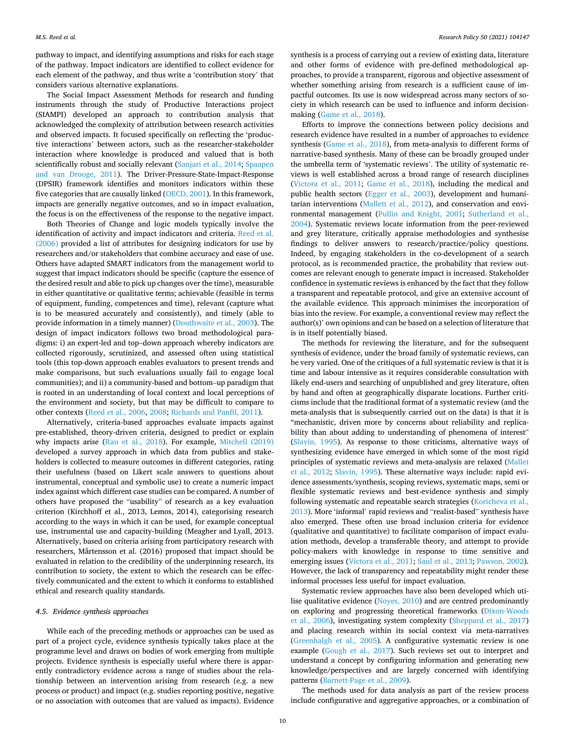pathway to impact, and identifying assumptions and risks for each stage of the pathway. Impact indicators are identified to collect evidence for each element of the pathway, and thus write a 'contribution story' that considers various alternative explanations.

The Social Impact Assessment Methods for research and funding instruments through the study of Productive Interactions project (SIAMPI) developed an approach to contribution analysis that acknowledged the complexity of attribution between research activities and observed impacts. It focused specifically on reflecting the 'productive interactions' between actors, such as the researcher-stakeholder interaction where knowledge is produced and valued that is both scientifically robust and socially relevant (Sanjari et al., 2014; Spaapen and van Drooge, 2011). The Driver-Pressure-State-Impact-Response (DPSIR) framework identifies and monitors indicators within these five categories that are causally linked (OECD, 2001). In this framework, impacts are generally negative outcomes, and so in impact evaluation, the focus is on the effectiveness of the response to the negative impact.

Both Theories of Change and logic models typically involve the identification of activity and impact indicators and criteria. Reed et al. (2006) provided a list of attributes for designing indicators for use by researchers and/or stakeholders that combine accuracy and ease of use. Others have adapted SMART indicators from the management world to suggest that impact indicators should be specific (capture the essence of the desired result and able to pick up changes over the time), measurable in either quantitative or qualitative terms; achievable (feasible in terms of equipment, funding, competences and time), relevant (capture what is to be measured accurately and consistently), and timely (able to provide information in a timely manner) (Douthwaite et al., 2003). The design of impact indicators follows two broad methodological paradigms: i) an expert-led and top–down approach whereby indicators are collected rigorously, scrutinized, and assessed often using statistical tools (this top-down approach enables evaluators to present trends and make comparisons, but such evaluations usually fail to engage local communities); and ii) a community-based and bottom–up paradigm that is rooted in an understanding of local context and local perceptions of the environment and society, but that may be difficult to compare to other contexts (Reed et al., 2006, 2008; Richards and Panfil, 2011).

Alternatively, criteria-based approaches evaluate impacts against pre-established, theory-driven criteria, designed to predict or explain why impacts arise (Rau et al., 2018). For example, Mitchell (2019) developed a survey approach in which data from publics and stakeholders is collected to measure outcomes in different categories, rating their usefulness (based on Likert scale answers to questions about instrumental, conceptual and symbolic use) to create a numeric impact index against which different case studies can be compared. A number of others have proposed the "usability" of research as a key evaluation criterion (Kirchhoff et al., 2013, Lemos, 2014), categorising research according to the ways in which it can be used, for example conceptual use, instrumental use and capacity-building (Meagher and Lyall, 2013. Alternatively, based on criteria arising from participatory research with researchers, Mårtensson et al. (2016) proposed that impact should be evaluated in relation to the credibility of the underpinning research, its contribution to society, the extent to which the research can be effectively communicated and the extent to which it conforms to established ethical and research quality standards.

### 4.5. Evidence synthesis approaches

While each of the preceding methods or approaches can be used as part of a project cycle, evidence synthesis typically takes place at the programme level and draws on bodies of work emerging from multiple projects. Evidence synthesis is especially useful where there is apparently contradictory evidence across a range of studies about the relationship between an intervention arising from research (e.g. a new process or product) and impact (e.g. studies reporting positive, negative or no association with outcomes that are valued as impacts). Evidence synthesis is a process of carrying out a review of existing data, literature and other forms of evidence with pre-defined methodological approaches, to provide a transparent, rigorous and objective assessment of whether something arising from research is a sufficient cause of impactful outcomes. Its use is now widespread across many sectors of society in which research can be used to influence and inform decision-making (Game et al., 2018).

Efforts to improve the connections between policy decisions and research evidence have resulted in a number of approaches to evidence synthesis (Game et al., 2018), from meta-analysis to different forms of narrative-based synthesis. Many of these can be broadly grouped under the umbrella term of 'systematic reviews'. The utility of systematic reviews is well established across a broad range of research disciplines (Victora et al., 2011; Game et al., 2018), including the medical and public health sectors (Egger et al., 2003), development and humanitarian interventions (Mallett et al., 2012), and conservation and environmental management (Pullin and Knight, 2001; Sutherland et al., 2004). Systematic reviews locate information from the peer-reviewed and grey literature, critically appraise methodologies and synthesise findings to deliver answers to research/practice/policy questions. Indeed, by engaging stakeholders in the co-development of a search protocol, as is recommended practice, the probability that review outcomes are relevant enough to generate impact is increased. Stakeholder confidence in systematic reviews is enhanced by the fact that they follow a transparent and repeatable protocol, and give an extensive account of the available evidence. This approach minimises the incorporation of bias into the review. For example, a conventional review may reflect the author(s)' own opinions and can be based on a selection of literature that is in itself potentially biased.

The methods for reviewing the literature, and for the subsequent synthesis of evidence, under the broad family of systematic reviews, can be very varied. One of the critiques of a full systematic review is that it is time and labour intensive as it requires considerable consultation with likely end-users and searching of unpublished and grey literature, often by hand and often at geographically disparate locations. Further criticisms include that the traditional format of a systematic review (and the meta-analysis that is subsequently carried out on the data) is that it is "mechanistic, driven more by concerns about reliability and replicability than about adding to understanding of phenomena of interest" (Slavin, 1995). As response to those criticisms, alternative ways of synthesizing evidence have emerged in which some of the most rigid principles of systematic reviews and meta-analysis are relaxed (Mallet et al., 2012; Slavin, 1995). These alternative ways include: rapid evidence assessments/synthesis, scoping reviews, systematic maps, semi or flexible systematic reviews and best-evidence synthesis and simply following systematic and repeatable search strategies (Koricheva et al., 2013). More 'informal' rapid reviews and "realist-based" synthesis have also emerged. These often use broad inclusion criteria for evidence (qualitative and quantitative) to facilitate comparison of impact evaluation methods, develop a transferable theory, and attempt to provide policy-makers with knowledge in response to time sensitive and emerging issues (Victora et al., 2011; Saul et al., 2013; Pawson, 2002). However, the lack of transparency and repeatability might render these informal processes less useful for impact evaluation.

Systematic review approaches have also been developed which utilise qualitative evidence (Noyes, 2010) and are centred predominantly on exploring and progressing theoretical frameworks (Dixon-Woods et al., 2006), investigating system complexity (Sheppard et al., 2017) and placing research within its social context via meta-narratives (Greenhalgh et al., 2005). A configurative systematic review is one example (Gough et al., 2017). Such reviews set out to interpret and understand a concept by configuring information and generating new knowledge/perspectives and are largely concerned with identifying patterns (Barnett-Page et al., 2009).

The methods used for data analysis as part of the review process include configurative and aggregative approaches, or a combination of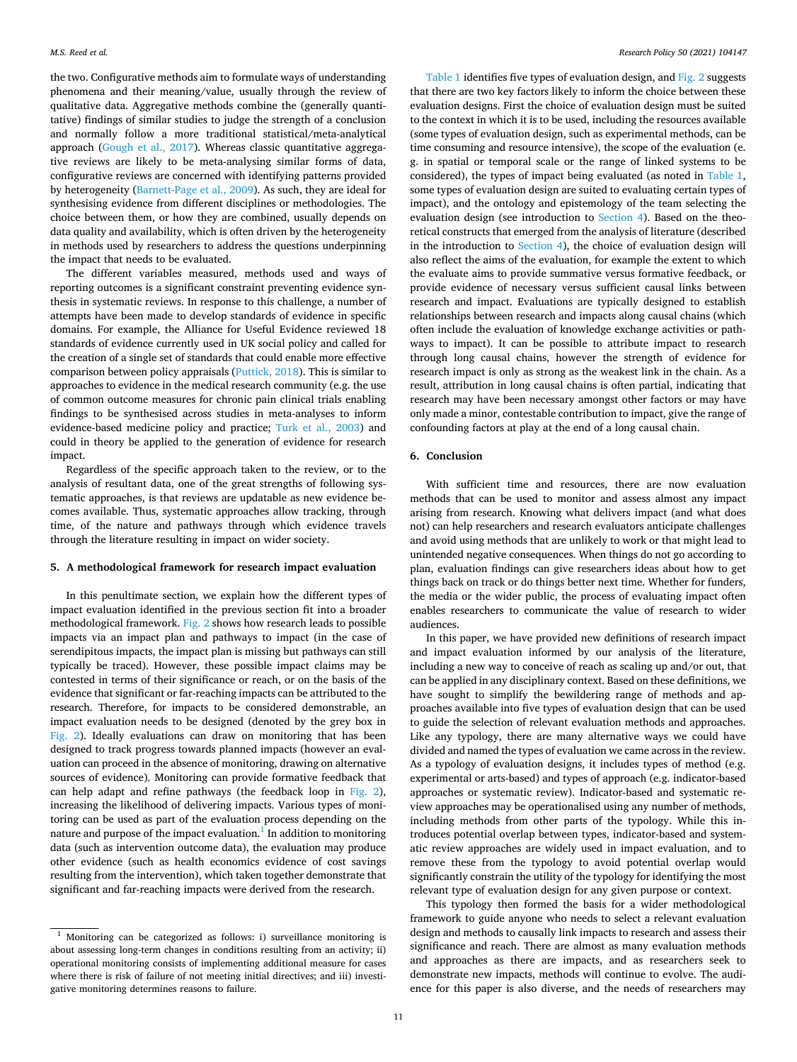the two. Configurative methods aim to formulate ways of understanding phenomena and their meaning/value, usually through the review of qualitative data. Aggregative methods combine the (generally quantitative) findings of similar studies to judge the strength of a conclusion and normally follow a more traditional statistical/meta-analytical approach (Gough et al., 2017). Whereas classic quantitative aggregative reviews are likely to be meta-analysing similar forms of data, configurative reviews are concerned with identifying patterns provided by heterogeneity (Barnett-Page et al., 2009). As such, they are ideal for synthesising evidence from different disciplines or methodologies. The choice between them, or how they are combined, usually depends on data quality and availability, which is often driven by the heterogeneity in methods used by researchers to address the questions underpinning the impact that needs to be evaluated.

The different variables measured, methods used and ways of reporting outcomes is a significant constraint preventing evidence synthesis in systematic reviews. In response to this challenge, a number of attempts have been made to develop standards of evidence in specific domains. For example, the Alliance for Useful Evidence reviewed 18 standards of evidence currently used in UK social policy and called for the creation of a single set of standards that could enable more effective comparison between policy appraisals (Puttick, 2018). This is similar to approaches to evidence in the medical research community (e.g. the use of common outcome measures for chronic pain clinical trials enabling findings to be synthesised across studies in meta-analyses to inform evidence-based medicine policy and practice; Turk et al., 2003) and could in theory be applied to the generation of evidence for research impact.

Regardless of the specific approach taken to the review, or to the analysis of resultant data, one of the great strengths of following systematic approaches, is that reviews are updatable as new evidence becomes available. Thus, systematic approaches allow tracking, through time, of the nature and pathways through which evidence travels through the literature resulting in impact on wider society.

## 5. A methodological framework for research impact evaluation

In this penultimate section, we explain how the different types of impact evaluation identified in the previous section fit into a broader methodological framework. Fig. 2 shows how research leads to possible impacts via an impact plan and pathways to impact (in the case of serendipitous impacts, the impact plan is missing but pathways can still typically be traced). However, these possible impact claims may be contested in terms of their significance or reach, or on the basis of the evidence that significant or far-reaching impacts can be attributed to the research. Therefore, for impacts to be considered demonstrable, an impact evaluation needs to be designed (denoted by the grey box in Fig. 2). Ideally evaluations can draw on monitoring that has been designed to track progress towards planned impacts (however an evaluation can proceed in the absence of monitoring, drawing on alternative sources of evidence). Monitoring can provide formative feedback that can help adapt and refine pathways (the feedback loop in Fig. 2), increasing the likelihood of delivering impacts. Various types of monitoring can be used as part of the evaluation process depending on the nature and purpose of the impact evaluation.[1] In addition to monitoring data (such as intervention outcome data), the evaluation may produce other evidence (such as health economics evidence of cost savings resulting from the intervention), which taken together demonstrate that significant and far-reaching impacts were derived from the research.

Table 1 identifies five types of evaluation design, and Fig. 2 suggests that there are two key factors likely to inform the choice between these evaluation designs. First the choice of evaluation design must be suited to the context in which it is to be used, including the resources available (some types of evaluation design, such as experimental methods, can be time consuming and resource intensive), the scope of the evaluation (e.g. in spatial or temporal scale or the range of linked systems to be considered), the types of impact being evaluated (as noted in Table 1, some types of evaluation design are suited to evaluating certain types of impact), and the ontology and epistemology of the team selecting the evaluation design (see introduction to Section 4). Based on the theoretical constructs that emerged from the analysis of literature (described in the introduction to Section 4), the choice of evaluation design will also reflect the aims of the evaluation, for example the extent to which the evaluate aims to provide summative versus formative feedback, or provide evidence of necessary versus sufficient causal links between research and impact. Evaluations are typically designed to establish relationships between research and impacts along causal chains (which often include the evaluation of knowledge exchange activities or pathways to impact). It can be possible to attribute impact to research through long causal chains, however the strength of evidence for research impact is only as strong as the weakest link in the chain. As a result, attribution in long causal chains is often partial, indicating that research may have been necessary amongst other factors or may have only made a minor, contestable contribution to impact, give the range of confounding factors at play at the end of a long causal chain.

## 6. Conclusion

With sufficient time and resources, there are now evaluation methods that can be used to monitor and assess almost any impact arising from research. Knowing what delivers impact (and what does not) can help researchers and research evaluators anticipate challenges and avoid using methods that are unlikely to work or that might lead to unintended negative consequences. When things do not go according to plan, evaluation findings can give researchers ideas about how to get things back on track or do things better next time. Whether for funders, the media or the wider public, the process of evaluating impact often enables researchers to communicate the value of research to wider audiences.

In this paper, we have provided new definitions of research impact and impact evaluation informed by our analysis of the literature, including a new way to conceive of reach as scaling up and/or out, that can be applied in any disciplinary context. Based on these definitions, we have sought to simplify the bewildering range of methods and approaches available into five types of evaluation design that can be used to guide the selection of relevant evaluation methods and approaches. Like any typology, there are many alternative ways we could have divided and named the types of evaluation we came across in the review. As a typology of evaluation designs, it includes types of method (e.g. experimental or arts-based) and types of approach (e.g. indicator-based approaches or systematic review). Indicator-based and systematic review approaches may be operationalised using any number of methods, including methods from other parts of the typology. While this introduces potential overlap between types, indicator-based and systematic review approaches are widely used in impact evaluation, and to remove these from the typology to avoid potential overlap would significantly constrain the utility of the typology for identifying the most relevant type of evaluation design for any given purpose or context.

This typology then formed the basis for a wider methodological framework to guide anyone who needs to select a relevant evaluation design and methods to causally link impacts to research and assess their significance and reach. There are almost as many evaluation methods and approaches as there are impacts, and as researchers seek to demonstrate new impacts, methods will continue to evolve. The audience for this paper is also diverse, and the needs of researchers may

[1] Monitoring can be categorized as follows: i) surveillance monitoring is about assessing long-term changes in conditions resulting from an activity; ii) operational monitoring consists of implementing additional measure for cases where there is risk of failure of not meeting initial directives; and iii) investigative monitoring determines reasons to failure.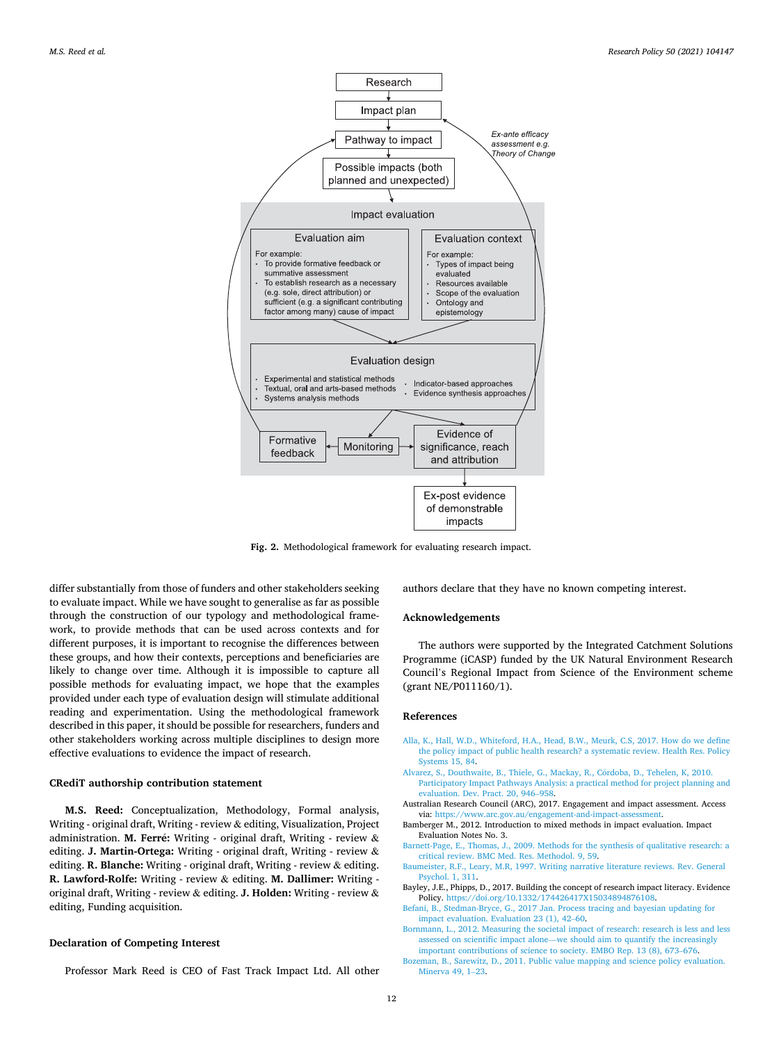Fig. 2. Methodological framework for evaluating research impact.

differ substantially from those of funders and other stakeholders seeking to evaluate impact. While we have sought to generalise as far as possible through the construction of our typology and methodological framework, to provide methods that can be used across contexts and for different purposes, it is important to recognise the differences between these groups, and how their contexts, perceptions and beneficiaries are likely to change over time. Although it is impossible to capture all possible methods for evaluating impact, we hope that the examples provided under each type of evaluation design will stimulate additional reading and experimentation. Using the methodological framework described in this paper, it should be possible for researchers, funders and other stakeholders working across multiple disciplines to design more effective evaluations to evidence the impact of research.

## CRediT authorship contribution statement

**M.S. Reed:** Conceptualization, Methodology, Formal analysis, Writing - original draft, Writing - review & editing, Visualization, Project administration. **M. Ferré:** Writing - original draft, Writing - review & editing. **J. Martin-Ortega:** Writing - original draft, Writing - review & editing. **R. Blanche:** Writing - original draft, Writing - review & editing. **R. Lawford-Rolfe:** Writing - review & editing. **M. Dallimer:** Writing - original draft, Writing - review & editing. **J. Holden:** Writing - review & editing, Funding acquisition.

## Declaration of Competing Interest

Professor Mark Reed is CEO of Fast Track Impact Ltd. All other authors declare that they have no known competing interest.

## Acknowledgements

The authors were supported by the Integrated Catchment Solutions Programme (iCASP) funded by the UK Natural Environment Research Council's Regional Impact from Science of the Environment scheme (grant NE/P011160/1).

## References

Alla, K., Hall, W.D., Whiteford, H.A., Head, B.W., Meurk, C.S, 2017. How do we define the policy impact of public health research? a systematic review. Health Res. Policy Systems 15, 84.

Alvarez, S., Douthwaite, B., Thiele, G., Mackay, R., Córdoba, D., Tehelen, K, 2010. Participatory Impact Pathways Analysis: a practical method for project planning and evaluation. Dev. Pract. 20, 946–958.

Australian Research Council (ARC), 2017. Engagement and impact assessment. Access via: https://www.arc.gov.au/engagement-and-impact-assessment.

Bamberger M., 2012. Introduction to mixed methods in impact evaluation. Impact Evaluation Notes No. 3.

Barnett-Page, E., Thomas, J., 2009. Methods for the synthesis of qualitative research: a critical review. BMC Med. Res. Methodol. 9, 59.

Baumeister, R.F., Leary, M.R, 1997. Writing narrative literature reviews. Rev. General Psychol. 1, 311.

Bayley, J.E., Phipps, D., 2017. Building the concept of research impact literacy. Evidence Policy. https://doi.org/10.1332/174426417X15034894876108.

Befani, B., Stedman-Bryce, G., 2017 Jan. Process tracing and bayesian updating for impact evaluation. Evaluation 23 (1), 42–60.

Bornmann, L., 2012. Measuring the societal impact of research: research is less and less assessed on scientific impact alone—we should aim to quantify the increasingly important contributions of science to society. EMBO Rep. 13 (8), 673–676.

Bozeman, B., Sarewitz, D., 2011. Public value mapping and science policy evaluation. Minerva 49, 1–23.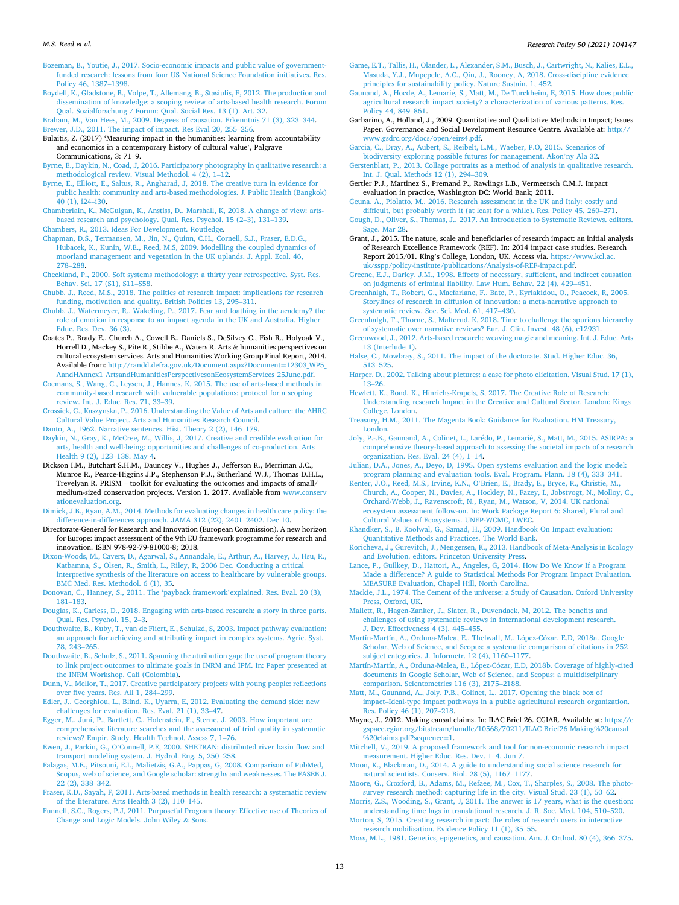Bozeman, B., Youtie, J., 2017. Socio-economic impacts and public value of government-funded research: lessons from four US National Science Foundation initiatives. Res. Policy 46, 1387–1398.

Boydell, K., Gladstone, B., Volpe, T., Allemang, B., Stasiulis, E, 2012. The production and dissemination of knowledge: a scoping review of arts-based health research. Forum Qual. Sozialforschung / Forum: Qual. Social Res. 13 (1). Art. 32.

Braham, M., Van Hees, M., 2009. Degrees of causation. Erkenntnis 71 (3), 323–344.

Brewer, J.D., 2011. The impact of impact. Res Eval 20, 255–256.

Bulaitis, Z. (2017) 'Measuring impact in the humanities: learning from accountability and economics in a contemporary history of cultural value', Palgrave Communications, 3: 71–9.

Byrne, E., Daykin, N., Coad, J, 2016. Participatory photography in qualitative research: a methodological review. Visual Methodol. 4 (2), 1–12.

Byrne, E., Elliott, E., Saltus, R., Angharad, J, 2018. The creative turn in evidence for public health: community and arts-based methodologies. J. Public Health (Bangkok) 40 (1), i24–i30.

Chamberlain, K., McGuigan, K., Anstiss, D., Marshall, K, 2018. A change of view: arts-based research and psychology. Qual. Res. Psychol. 15 (2–3), 131–139.

Chambers, R., 2013. Ideas For Development. Routledge.

Chapman, D.S., Termansen, M., Jin, N., Quinn, C.H., Cornell, S.J., Fraser, E.D.G., Hubacek, K., Kunin, W.E., Reed, M.S, 2009. Modelling the coupled dynamics of moorland management and vegetation in the UK uplands. J. Appl. Ecol. 46, 278–288.

Checkland, P., 2000. Soft systems methodology: a thirty year retrospective. Syst. Res. Behav. Sci. 17 (S1), S11–S58.

Chubb, J., Reed, M.S., 2018. The politics of research impact: implications for research funding, motivation and quality. British Politics 13, 295–311.

Chubb, J., Watermeyer, R., Wakeling, P., 2017. Fear and loathing in the academy? the role of emotion in response to an impact agenda in the UK and Australia. Higher Educ. Res. Dev. 36 (3).

Coates P., Brady E., Church A., Cowell B., Daniels S., DeSilvey C., Fish R., Holyoak V., Horrell D., Mackey S., Pite R., Stibbe A., Waters R. Arts & humanities perspectives on cultural ecosystem services. Arts and Humanities Working Group Final Report, 2014. Available from: http://randd.defra.gov.uk/Document.aspx?Document=12303_WP5_AandHAnnex1_ArtsandHumanitiesPerspectivesonEcosystemServices_25June.pdf.

Coemans, S., Wang, C., Leysen, J., Hannes, K, 2015. The use of arts-based methods in community-based research with vulnerable populations: protocol for a scoping review. Int. J. Educ. Res. 71, 33–39.

Crossick, G., Kaszynska, P., 2016. Understanding the Value of Arts and culture: the AHRC Cultural Value Project. Arts and Humanities Research Council.

Danto, A., 1962. Narrative sentences. Hist. Theory 2 (2), 146–179.

Daykin, N., Gray, K., McCree, M., Willis, J, 2017. Creative and credible evaluation for arts, health and well-being: opportunities and challenges of co-production. Arts Health 9 (2), 123–138. May 4.

Dickson I.M., Butchart S.H.M., Dauncey V., Hughes J., Jefferson R., Merriman J.C., Munroe R., Pearce-Higgins J.P., Stephenson P.J., Sutherland W.J., Thomas D.H.L., Trevelyan R. PRISM – toolkit for evaluating the outcomes and impacts of small/medium-sized conservation projects. Version 1. 2017. Available from www.conservationevaluation.org.

Dimick, J.B., Ryan, A.M., 2014. Methods for evaluating changes in health care policy: the difference-in-differences approach. JAMA 312 (22), 2401–2402. Dec 10.

Directorate-General for Research and Innovation (European Commission). A new horizon for Europe: impact assessment of the 9th EU framework programme for research and innovation. ISBN 978-92-79-81000-8; 2018.

Dixon-Woods, M., Cavers, D., Agarwal, S., Annandale, E., Arthur, A., Harvey, J., Hsu, R., Katbamna, S., Olsen, R., Smith, L., Riley, R, 2006 Dec. Conducting a critical interpretive synthesis of the literature on access to healthcare by vulnerable groups. BMC Med. Res. Methodol. 6 (1), 35.

Donovan, C., Hanney, S., 2011. The 'payback framework'explained. Res. Eval. 20 (3), 181–183.

Douglas, K., Carless, D., 2018. Engaging with arts-based research: a story in three parts. Qual. Res. Psychol. 15, 2–3.

Douthwaite, B., Kuby, T., van de Fliert, E., Schulzd, S, 2003. Impact pathway evaluation: an approach for achieving and attributing impact in complex systems. Agric. Syst. 78, 243–265.

Douthwaite, B., Schulz, S., 2011. Spanning the attribution gap: the use of program theory to link project outcomes to ultimate goals in INRM and IPM. In: Paper presented at the INRM Workshop. Cali (Colombia).

Dunn, V., Mellor, T., 2017. Creative participatory projects with young people: reflections over five years. Res. All 1, 284–299.

Edler, J., Georghiou, L., Blind, K., Uyarra, E, 2012. Evaluating the demand side: new challenges for evaluation. Res. Eval. 21 (1), 33–47.

Egger, M., Juni, P., Bartlett, C., Holenstein, F., Sterne, J, 2003. How important are comprehensive literature searches and the assessment of trial quality in systematic reviews? Empir. Study. Health Technol. Assess 7, 1–76.

Ewen, J., Parkin, G., O'Connell, P.E, 2000. SHETRAN: distributed river basin flow and transport modeling system. J. Hydrol. Eng. 5, 250–258.

Falagas, M.E., Pitsouni, E.I., Malietzis, G.A., Pappas, G, 2008. Comparison of PubMed, Scopus, web of science, and Google scholar: strengths and weaknesses. The FASEB J. 22 (2), 338–342.

Fraser, K.D., Sayah, F, 2011. Arts-based methods in health research: a systematic review of the literature. Arts Health 3 (2), 110–145.

Funnell, S.C., Rogers, P.J, 2011. Purposeful Program theory: Effective use of Theories of Change and Logic Models. John Wiley & Sons.

Game, E.T., Tallis, H., Olander, L., Alexander, S.M., Busch, J., Cartwright, N., Kalies, E.L., Masuda, Y.J., Mupepele, A.C., Qiu, J., Rooney, A, 2018. Cross-discipline evidence principles for sustainability policy. Nature Sustain. 1, 452.

Gaunand, A., Hocde, A., Lemarié, S., Matt, M., De Turckheim, E, 2015. How does public agricultural research impact society? a characterization of various patterns. Res. Policy 44, 849–861.

Garbarino, A., Holland, J., 2009. Quantitative and Qualitative Methods in Impact; Issues Paper. Governance and Social Development Resource Centre. Available at: http://www.gsdrc.org/docs/open/eirs4.pdf.

Garcia, C., Dray, A., Aubert, S., Reibelt, L.M., Waeber, P.O, 2015. Scenarios of biodiversity exploring possible futures for management. Akon'ny Ala 32.

Gerstenblatt, P., 2013. Collage portraits as a method of analysis in qualitative research. Int. J. Qual. Methods 12 (1), 294–309.

Gertler P.J., Martinez S., Premand P., Rawlings L.B., Vermeersch C.M.J. Impact evaluation in practice, Washington DC: World Bank; 2011.

Geuna, A., Piolatto, M., 2016. Research assessment in the UK and Italy: costly and difficult, but probably worth it (at least for a while). Res. Policy 45, 260–271.

Gough, D., Oliver, S., Thomas, J., 2017. An Introduction to Systematic Reviews. editors. Sage. Mar 28.

Grant, J., 2015. The nature, scale and beneficiaries of research impact: an initial analysis of Research Excellence Framework (REF). In: 2014 impact case studies. Research Report 2015/01. King's College, London, UK. Access via. https://www.kcl.ac.uk/sspp/policy-institute/publications/Analysis-of-REF-impact.pdf.

Greene, E.J., Darley, J.M., 1998. Effects of necessary, sufficient, and indirect causation on judgments of criminal liability. Law Hum. Behav. 22 (4), 429–451.

Greenhalgh, T., Robert, G., Macfarlane, F., Bate, P., Kyriakidou, O., Peacock, R, 2005. Storylines of research in diffusion of innovation: a meta-narrative approach to systematic review. Soc. Sci. Med. 61, 417–430.

Greenhalgh, T., Thorne, S., Malterud, K, 2018. Time to challenge the spurious hierarchy of systematic over narrative reviews? Eur. J. Clin. Invest. 48 (6), e12931.

Greenwood, J., 2012. Arts-based research: weaving magic and meaning. Int. J. Educ. Arts 13 (Interlude 1).

Halse, C., Mowbray, S., 2011. The impact of the doctorate. Stud. Higher Educ. 36, 513–525.

Harper, D., 2002. Talking about pictures: a case for photo elicitation. Visual Stud. 17 (1), 13–26.

Hewlett, K., Bond, K., Hinrichs-Krapels, S, 2017. The Creative Role of Research: Understanding research Impact in the Creative and Cultural Sector. London: Kings College, London.

Treasury, H.M., 2011. The Magenta Book: Guidance for Evaluation. HM Treasury, London.

Joly, P.-.B., Gaunand, A., Colinet, L., Larédo, P., Lemarié, S., Matt, M., 2015. ASIRPA: a comprehensive theory-based approach to assessing the societal impacts of a research organization. Res. Eval. 24 (4), 1–14.

Julian, D.A., Jones, A., Deyo, D, 1995. Open systems evaluation and the logic model: program planning and evaluation tools. Eval. Program. Plann. 18 (4), 333–341.

Kenter, J.O., Reed, M.S., Irvine, K.N., O'Brien, E., Brady, E., Bryce, R., Christie, M., Church, A., Cooper, N., Davies, A., Hockley, N., Fazey, I., Jobstvogt, N., Molloy, C., Orchard-Webb, J., Ravenscroft, N., Ryan, M., Watson, V, 2014. UK national ecosystem assessment follow-on. In: Work Package Report 6: Shared, Plural and Cultural Values of Ecosystems. UNEP-WCMC, LWEC.

Khandker, S., B. Koolwal, G., Samad, H., 2009. Handbook On Impact evaluation: Quantitative Methods and Practices. The World Bank.

Koricheva, J., Gurevitch, J., Mengersen, K., 2013. Handbook of Meta-Analysis in Ecology and Evolution. editors. Princeton University Press.

Lance, P., Guilkey, D., Hattori, A., Angeles, G, 2014. How Do We Know If a Program Made a difference? A guide to Statistical Methods For Program Impact Evaluation. MEASURE Evaluation, Chapel Hill, North Carolina.

Mackie, J.L., 1974. The Cement of the universe: a Study of Causation. Oxford University Press, Oxford, UK.

Mallett, R., Hagen-Zanker, J., Slater, R., Duvendack, M, 2012. The benefits and challenges of using systematic reviews in international development research. J. Dev. Effectiveness 4 (3), 445–455.

Martín-Martín, A., Orduna-Malea, E., Thelwall, M., López-Cózar, E.D, 2018a. Google Scholar, Web of Science, and Scopus: a systematic comparison of citations in 252 subject categories. J. Informetr. 12 (4), 1160–1177.

Martín-Martín, A., Orduna-Malea, E., López-Cózar, E.D, 2018b. Coverage of highly-cited documents in Google Scholar, Web of Science, and Scopus: a multidisciplinary comparison. Scientometrics 116 (3), 2175–2188.

Matt, M., Gaunand, A., Joly, P.B., Colinet, L., 2017. Opening the black box of impact–Ideal-type impact pathways in a public agricultural research organization. Res. Policy 46 (1), 207–218.

Mayne, J., 2012. Making causal claims. In: ILAC Brief 26. CGIAR. Available at: https://cgspace.cgiar.org/bitstream/handle/10568/70211/ILAC_Brief26_Making%20causal%20claims.pdf?sequence=1.

Mitchell, V., 2019. A proposed framework and tool for non-economic research impact measurement. Higher Educ. Res. Dev. 1–4. Jun 7.

Moon, K., Blackman, D., 2014. A guide to understanding social science research for natural scientists. Conserv. Biol. 28 (5), 1167–1177.

Moore, G., Croxford, B., Adams, M., Refaee, M., Cox, T., Sharples, S., 2008. The photo-survey research method: capturing life in the city. Visual Stud. 23 (1), 50–62.

Morris, Z.S., Wooding, S., Grant, J, 2011. The answer is 17 years, what is the question: understanding time lags in translational research. J. R. Soc. Med. 104, 510–520.

Morton, S, 2015. Creating research impact: the roles of research users in interactive research mobilisation. Evidence Policy 11 (1), 35–55.

Moss, M.L., 1981. Genetics, epigenetics, and causation. Am. J. Orthod. 80 (4), 366–375.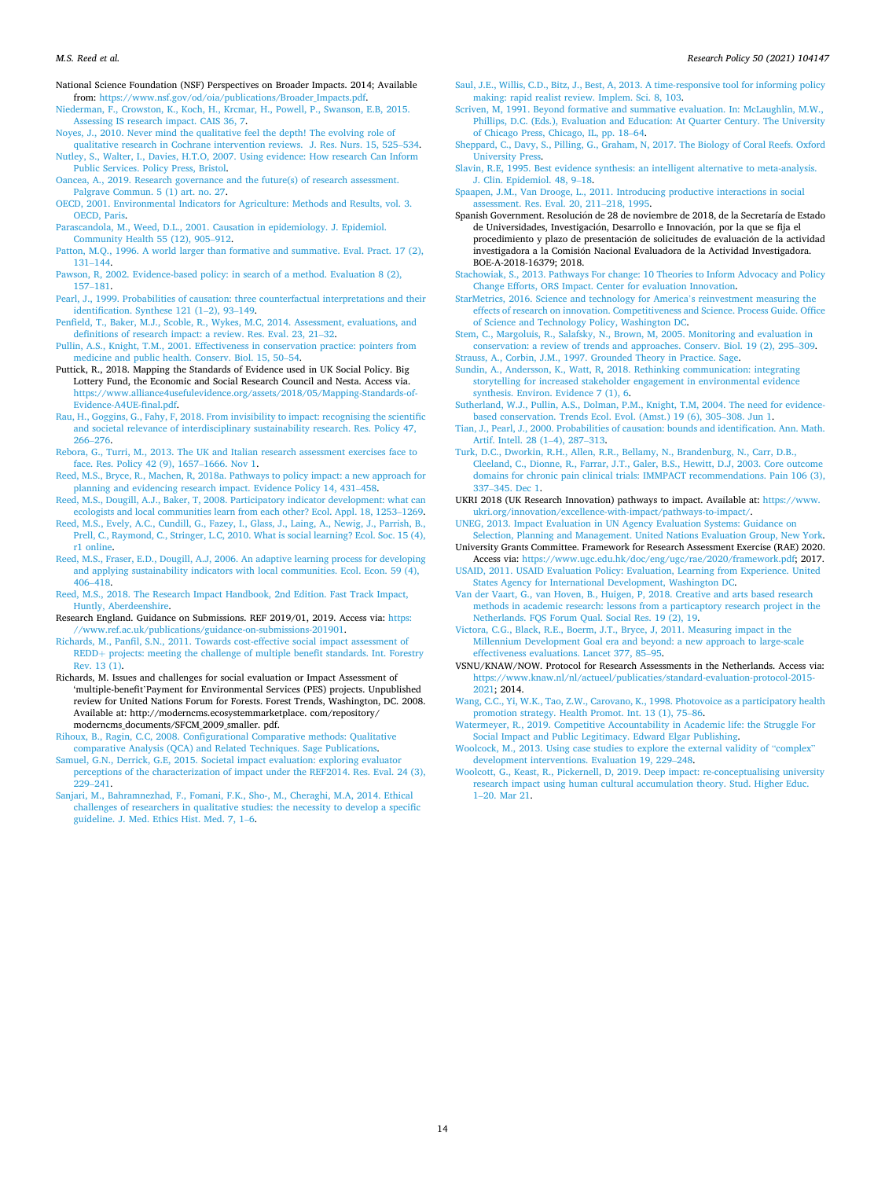National Science Foundation (NSF) Perspectives on Broader Impacts. 2014; Available from: https://www.nsf.gov/od/oia/publications/Broader_Impacts.pdf.

Niederman, F., Crowston, K., Koch, H., Krcmar, H., Powell, P., Swanson, E.B, 2015. Assessing IS research impact. CAIS 36, 7.

Noyes, J., 2010. Never mind the qualitative feel the depth! The evolving role of qualitative research in Cochrane intervention reviews. J. Res. Nurs. 15, 525–534.

Nutley, S., Walter, I., Davies, H.T.O, 2007. Using evidence: How research Can Inform Public Services. Policy Press, Bristol.

Oancea, A., 2019. Research governance and the future(s) of research assessment. Palgrave Commun. 5 (1) art. no. 27.

OECD, 2001. Environmental Indicators for Agriculture: Methods and Results, vol. 3. OECD, Paris.

Parascandola, M., Weed, D.L., 2001. Causation in epidemiology. J. Epidemiol. Community Health 55 (12), 905–912.

Patton, M.Q., 1996. A world larger than formative and summative. Eval. Pract. 17 (2), 131–144.

Pawson, R, 2002. Evidence-based policy: in search of a method. Evaluation 8 (2), 157–181.

Pearl, J., 1999. Probabilities of causation: three counterfactual interpretations and their identification. Synthese 121 (1–2), 93–149.

Penfield, T., Baker, M.J., Scoble, R., Wykes, M.C, 2014. Assessment, evaluations, and definitions of research impact: a review. Res. Eval. 23, 21–32.

Pullin, A.S., Knight, T.M., 2001. Effectiveness in conservation practice: pointers from medicine and public health. Conserv. Biol. 15, 50–54.

Puttick, R., 2018. Mapping the Standards of Evidence used in UK Social Policy. Big Lottery Fund, the Economic and Social Research Council and Nesta. Access via. https://www.alliance4usefulevidence.org/assets/2018/05/Mapping-Standards-of-Evidence-A4UE-final.pdf.

Rau, H., Goggins, G., Fahy, F, 2018. From invisibility to impact: recognising the scientific and societal relevance of interdisciplinary sustainability research. Res. Policy 47, 266–276.

Rebora, G., Turri, M., 2013. The UK and Italian research assessment exercises face to face. Res. Policy 42 (9), 1657–1666. Nov 1.

Reed, M.S., Bryce, R., Machen, R, 2018a. Pathways to policy impact: a new approach for planning and evidencing research impact. Evidence Policy 14, 431–458.

Reed, M.S., Dougill, A.J., Baker, T, 2008. Participatory indicator development: what can ecologists and local communities learn from each other? Ecol. Appl. 18, 1253–1269.

Reed, M.S., Evely, A.C., Cundill, G., Fazey, I., Glass, J., Laing, A., Newig, J., Parrish, B., Prell, C., Raymond, C., Stringer, L.C, 2010. What is social learning? Ecol. Soc. 15 (4), r1 online.

Reed, M.S., Fraser, E.D., Dougill, A.J, 2006. An adaptive learning process for developing and applying sustainability indicators with local communities. Ecol. Econ. 59 (4), 406–418.

Reed, M.S., 2018. The Research Impact Handbook, 2nd Edition. Fast Track Impact, Huntly, Aberdeenshire.

Research England. Guidance on Submissions. REF 2019/01, 2019. Access via: https://www.ref.ac.uk/publications/guidance-on-submissions-201901.

Richards, M., Panfil, S.N., 2011. Towards cost-effective social impact assessment of REDD+ projects: meeting the challenge of multiple benefit standards. Int. Forestry Rev. 13 (1).

Richards, M. Issues and challenges for social evaluation or Impact Assessment of 'multiple-benefit'Payment for Environmental Services (PES) projects. Unpublished review for United Nations Forum for Forests. Forest Trends, Washington, DC. 2008. Available at: http://moderncms.ecosystemmarketplace. com/repository/moderncms_documents/SFCM_2009_smaller. pdf.

Rihoux, B., Ragin, C.C, 2008. Configurational Comparative methods: Qualitative comparative Analysis (QCA) and Related Techniques. Sage Publications.

Samuel, G.N., Derrick, G.E, 2015. Societal impact evaluation: exploring evaluator perceptions of the characterization of impact under the REF2014. Res. Eval. 24 (3), 229–241.

Sanjari, M., Bahramnezhad, F., Fomani, F.K., Sho-, M., Cheraghi, M.A, 2014. Ethical challenges of researchers in qualitative studies: the necessity to develop a specific guideline. J. Med. Ethics Hist. Med. 7, 1–6.

Saul, J.E., Willis, C.D., Bitz, J., Best, A, 2013. A time-responsive tool for informing policy making: rapid realist review. Implem. Sci. 8, 103.

Scriven, M, 1991. Beyond formative and summative evaluation. In: McLaughlin, M.W., Phillips, D.C. (Eds.), Evaluation and Education: At Quarter Century. The University of Chicago Press, Chicago, IL, pp. 18–64.

Sheppard, C., Davy, S., Pilling, G., Graham, N, 2017. The Biology of Coral Reefs. Oxford University Press.

Slavin, R.E, 1995. Best evidence synthesis: an intelligent alternative to meta-analysis. J. Clin. Epidemiol. 48, 9–18.

Spaapen, J.M., Van Drooge, L., 2011. Introducing productive interactions in social assessment. Res. Eval. 20, 211–218, 1995.

Spanish Government. Resolución de 28 de noviembre de 2018, de la Secretaría de Estado de Universidades, Investigación, Desarrollo e Innovación, por la que se fija el procedimiento y plazo de presentación de solicitudes de evaluación de la actividad investigadora a la Comisión Nacional Evaluadora de la Actividad Investigadora. BOE-A-2018-16379; 2018.

Stachowiak, S., 2013. Pathways For change: 10 Theories to Inform Advocacy and Policy Change Efforts, ORS Impact. Center for evaluation Innovation.

StarMetrics, 2016. Science and technology for America's reinvestment measuring the effects of research on innovation. Competitiveness and Science. Process Guide. Office of Science and Technology Policy, Washington DC.

Stem, C., Margoluis, R., Salafsky, N., Brown, M, 2005. Monitoring and evaluation in conservation: a review of trends and approaches. Conserv. Biol. 19 (2), 295–309.

Strauss, A., Corbin, J.M., 1997. Grounded Theory in Practice. Sage.

Sundin, A., Andersson, K., Watt, R, 2018. Rethinking communication: integrating storytelling for increased stakeholder engagement in environmental evidence synthesis. Environ. Evidence 7 (1), 6.

Sutherland, W.J., Pullin, A.S., Dolman, P.M., Knight, T.M, 2004. The need for evidence-based conservation. Trends Ecol. Evol. (Amst.) 19 (6), 305–308. Jun 1.

Tian, J., Pearl, J., 2000. Probabilities of causation: bounds and identification. Ann. Math. Artif. Intell. 28 (1–4), 287–313.

Turk, D.C., Dworkin, R.H., Allen, R.R., Bellamy, N., Brandenburg, N., Carr, D.B., Cleeland, C., Dionne, R., Farrar, J.T., Galer, B.S., Hewitt, D.J, 2003. Core outcome domains for chronic pain clinical trials: IMMPACT recommendations. Pain 106 (3), 337–345. Dec 1.

UKRI 2018 (UK Research Innovation) pathways to impact. Available at: https://www.ukri.org/innovation/excellence-with-impact/pathways-to-impact/.

UNEG, 2013. Impact Evaluation in UN Agency Evaluation Systems: Guidance on Selection, Planning and Management. United Nations Evaluation Group, New York.

University Grants Committee. Framework for Research Assessment Exercise (RAE) 2020. Access via: https://www.ugc.edu.hk/doc/eng/ugc/rae/2020/framework.pdf; 2017.

USAID, 2011. USAID Evaluation Policy: Evaluation, Learning from Experience. United States Agency for International Development, Washington DC.

Van der Vaart, G., van Hoven, B., Huigen, P, 2018. Creative and arts based research methods in academic research: lessons from a particaptory research project in the Netherlands. FQS Forum Qual. Social Res. 19 (2), 19.

Victora, C.G., Black, R.E., Boerm, J.T., Bryce, J, 2011. Measuring impact in the Millennium Development Goal era and beyond: a new approach to large-scale effectiveness evaluations. Lancet 377, 85–95.

VSNU/KNAW/NOW. Protocol for Research Assessments in the Netherlands. Access via: https://www.knaw.nl/nl/actueel/publicaties/standard-evaluation-protocol-2015-2021; 2014.

Wang, C.C., Yi, W.K., Tao, Z.W., Carovano, K., 1998. Photovoice as a participatory health promotion strategy. Health Promot. Int. 13 (1), 75–86.

Watermeyer, R., 2019. Competitive Accountability in Academic life: the Struggle For Social Impact and Public Legitimacy. Edward Elgar Publishing.

Woolcock, M., 2013. Using case studies to explore the external validity of "complex" development interventions. Evaluation 19, 229–248.

Woolcott, G., Keast, R., Pickernell, D, 2019. Deep impact: re-conceptualising university research impact using human cultural accumulation theory. Stud. Higher Educ. 1–20. Mar 21.